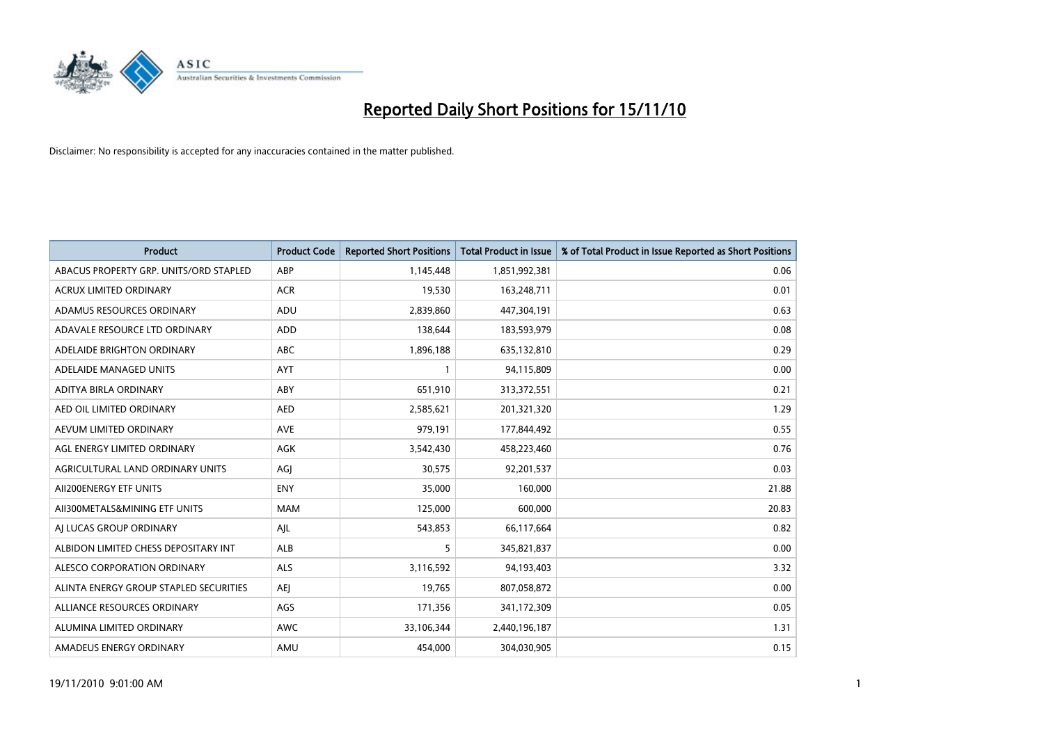# Reported Daily Short Positions for 15/11/10

Disclaimer: No responsibility is accepted for any inaccuracies contained in the matter published.

| Product | Product Code | Reported Short Positions | Total Product in Issue | % of Total Product in Issue Reported as Short Positions |
|---|---|---|---|---|
| ABACUS PROPERTY GRP. UNITS/ORD STAPLED | ABP | 1,145,448 | 1,851,992,381 | 0.06 |
| ACRUX LIMITED ORDINARY | ACR | 19,530 | 163,248,711 | 0.01 |
| ADAMUS RESOURCES ORDINARY | ADU | 2,839,860 | 447,304,191 | 0.63 |
| ADAVALE RESOURCE LTD ORDINARY | ADD | 138,644 | 183,593,979 | 0.08 |
| ADELAIDE BRIGHTON ORDINARY | ABC | 1,896,188 | 635,132,810 | 0.29 |
| ADELAIDE MANAGED UNITS | AYT | 1 | 94,115,809 | 0.00 |
| ADITYA BIRLA ORDINARY | ABY | 651,910 | 313,372,551 | 0.21 |
| AED OIL LIMITED ORDINARY | AED | 2,585,621 | 201,321,320 | 1.29 |
| AEVUM LIMITED ORDINARY | AVE | 979,191 | 177,844,492 | 0.55 |
| AGL ENERGY LIMITED ORDINARY | AGK | 3,542,430 | 458,223,460 | 0.76 |
| AGRICULTURAL LAND ORDINARY UNITS | AGJ | 30,575 | 92,201,537 | 0.03 |
| AII200ENERGY ETF UNITS | ENY | 35,000 | 160,000 | 21.88 |
| AII300METALS&MINING ETF UNITS | MAM | 125,000 | 600,000 | 20.83 |
| AJ LUCAS GROUP ORDINARY | AJL | 543,853 | 66,117,664 | 0.82 |
| ALBIDON LIMITED CHESS DEPOSITARY INT | ALB | 5 | 345,821,837 | 0.00 |
| ALESCO CORPORATION ORDINARY | ALS | 3,116,592 | 94,193,403 | 3.32 |
| ALINTA ENERGY GROUP STAPLED SECURITIES | AEJ | 19,765 | 807,058,872 | 0.00 |
| ALLIANCE RESOURCES ORDINARY | AGS | 171,356 | 341,172,309 | 0.05 |
| ALUMINA LIMITED ORDINARY | AWC | 33,106,344 | 2,440,196,187 | 1.31 |
| AMADEUS ENERGY ORDINARY | AMU | 454,000 | 304,030,905 | 0.15 |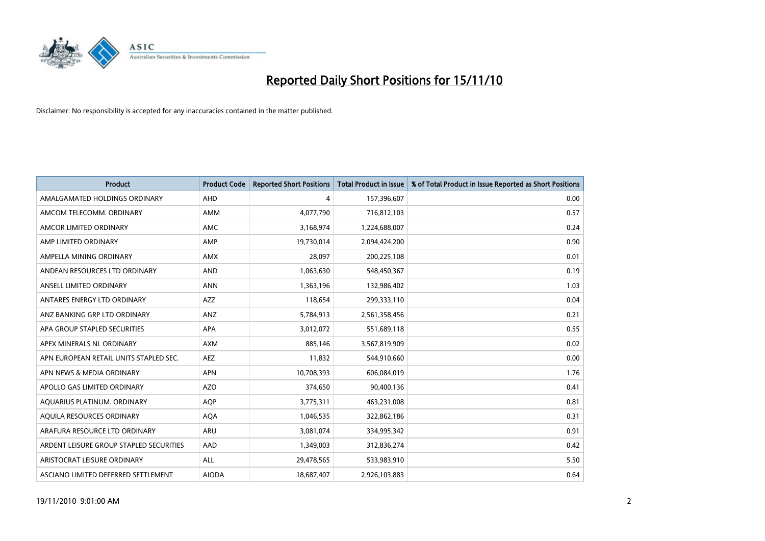# Reported Daily Short Positions for 15/11/10

Disclaimer: No responsibility is accepted for any inaccuracies contained in the matter published.

| Product | Product Code | Reported Short Positions | Total Product in Issue | % of Total Product in Issue Reported as Short Positions |
|---|---|---|---|---|
| AMALGAMATED HOLDINGS ORDINARY | AHD | 4 | 157,396,607 | 0.00 |
| AMCOM TELECOMM. ORDINARY | AMM | 4,077,790 | 716,812,103 | 0.57 |
| AMCOR LIMITED ORDINARY | AMC | 3,168,974 | 1,224,688,007 | 0.24 |
| AMP LIMITED ORDINARY | AMP | 19,730,014 | 2,094,424,200 | 0.90 |
| AMPELLA MINING ORDINARY | AMX | 28,097 | 200,225,108 | 0.01 |
| ANDEAN RESOURCES LTD ORDINARY | AND | 1,063,630 | 548,450,367 | 0.19 |
| ANSELL LIMITED ORDINARY | ANN | 1,363,196 | 132,986,402 | 1.03 |
| ANTARES ENERGY LTD ORDINARY | AZZ | 118,654 | 299,333,110 | 0.04 |
| ANZ BANKING GRP LTD ORDINARY | ANZ | 5,784,913 | 2,561,358,456 | 0.21 |
| APA GROUP STAPLED SECURITIES | APA | 3,012,072 | 551,689,118 | 0.55 |
| APEX MINERALS NL ORDINARY | AXM | 885,146 | 3,567,819,909 | 0.02 |
| APN EUROPEAN RETAIL UNITS STAPLED SEC. | AEZ | 11,832 | 544,910,660 | 0.00 |
| APN NEWS & MEDIA ORDINARY | APN | 10,708,393 | 606,084,019 | 1.76 |
| APOLLO GAS LIMITED ORDINARY | AZO | 374,650 | 90,400,136 | 0.41 |
| AQUARIUS PLATINUM. ORDINARY | AQP | 3,775,311 | 463,231,008 | 0.81 |
| AQUILA RESOURCES ORDINARY | AQA | 1,046,535 | 322,862,186 | 0.31 |
| ARAFURA RESOURCE LTD ORDINARY | ARU | 3,081,074 | 334,995,342 | 0.91 |
| ARDENT LEISURE GROUP STAPLED SECURITIES | AAD | 1,349,003 | 312,836,274 | 0.42 |
| ARISTOCRAT LEISURE ORDINARY | ALL | 29,478,565 | 533,983,910 | 5.50 |
| ASCIANO LIMITED DEFERRED SETTLEMENT | AIODA | 18,687,407 | 2,926,103,883 | 0.64 |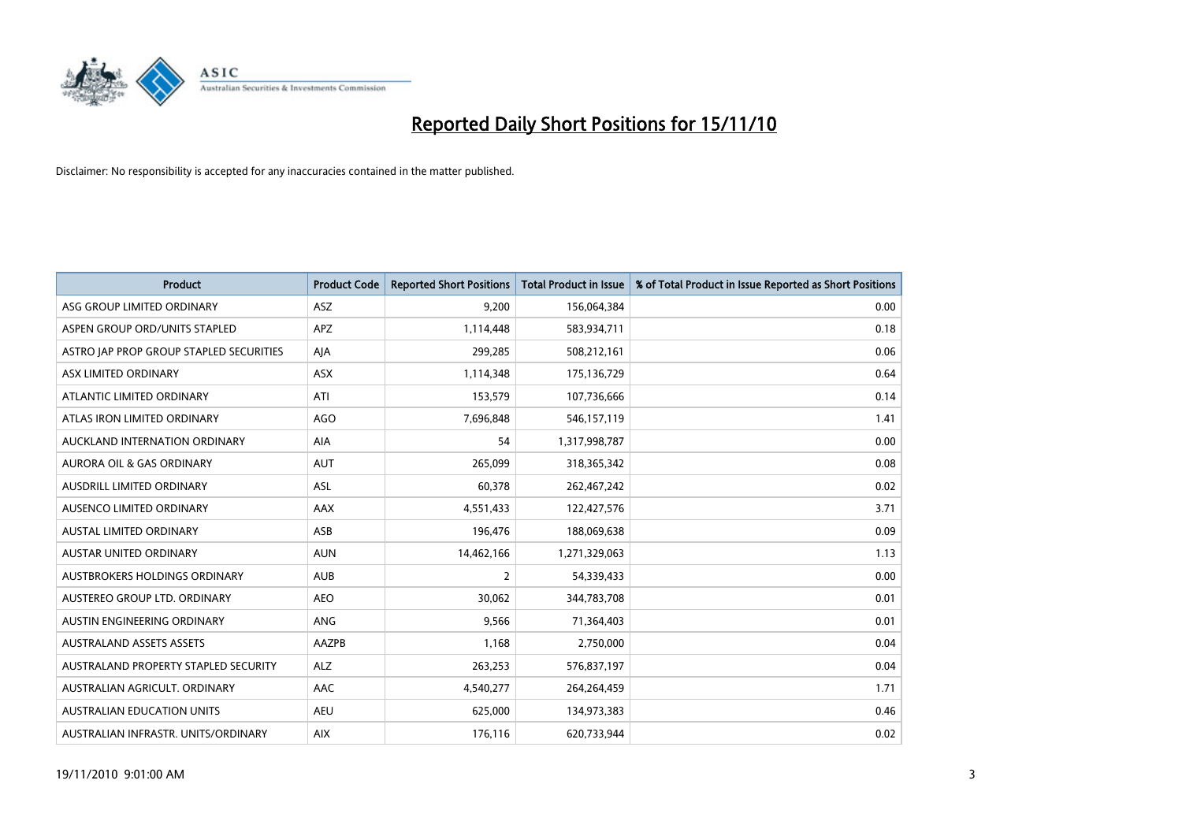# Reported Daily Short Positions for 15/11/10

Disclaimer: No responsibility is accepted for any inaccuracies contained in the matter published.

| Product | Product Code | Reported Short Positions | Total Product in Issue | % of Total Product in Issue Reported as Short Positions |
|---|---|---|---|---|
| ASG GROUP LIMITED ORDINARY | ASZ | 9,200 | 156,064,384 | 0.00 |
| ASPEN GROUP ORD/UNITS STAPLED | APZ | 1,114,448 | 583,934,711 | 0.18 |
| ASTRO JAP PROP GROUP STAPLED SECURITIES | AJA | 299,285 | 508,212,161 | 0.06 |
| ASX LIMITED ORDINARY | ASX | 1,114,348 | 175,136,729 | 0.64 |
| ATLANTIC LIMITED ORDINARY | ATI | 153,579 | 107,736,666 | 0.14 |
| ATLAS IRON LIMITED ORDINARY | AGO | 7,696,848 | 546,157,119 | 1.41 |
| AUCKLAND INTERNATION ORDINARY | AIA | 54 | 1,317,998,787 | 0.00 |
| AURORA OIL & GAS ORDINARY | AUT | 265,099 | 318,365,342 | 0.08 |
| AUSDRILL LIMITED ORDINARY | ASL | 60,378 | 262,467,242 | 0.02 |
| AUSENCO LIMITED ORDINARY | AAX | 4,551,433 | 122,427,576 | 3.71 |
| AUSTAL LIMITED ORDINARY | ASB | 196,476 | 188,069,638 | 0.09 |
| AUSTAR UNITED ORDINARY | AUN | 14,462,166 | 1,271,329,063 | 1.13 |
| AUSTBROKERS HOLDINGS ORDINARY | AUB | 2 | 54,339,433 | 0.00 |
| AUSTEREO GROUP LTD. ORDINARY | AEO | 30,062 | 344,783,708 | 0.01 |
| AUSTIN ENGINEERING ORDINARY | ANG | 9,566 | 71,364,403 | 0.01 |
| AUSTRALAND ASSETS ASSETS | AAZPB | 1,168 | 2,750,000 | 0.04 |
| AUSTRALAND PROPERTY STAPLED SECURITY | ALZ | 263,253 | 576,837,197 | 0.04 |
| AUSTRALIAN AGRICULT. ORDINARY | AAC | 4,540,277 | 264,264,459 | 1.71 |
| AUSTRALIAN EDUCATION UNITS | AEU | 625,000 | 134,973,383 | 0.46 |
| AUSTRALIAN INFRASTR. UNITS/ORDINARY | AIX | 176,116 | 620,733,944 | 0.02 |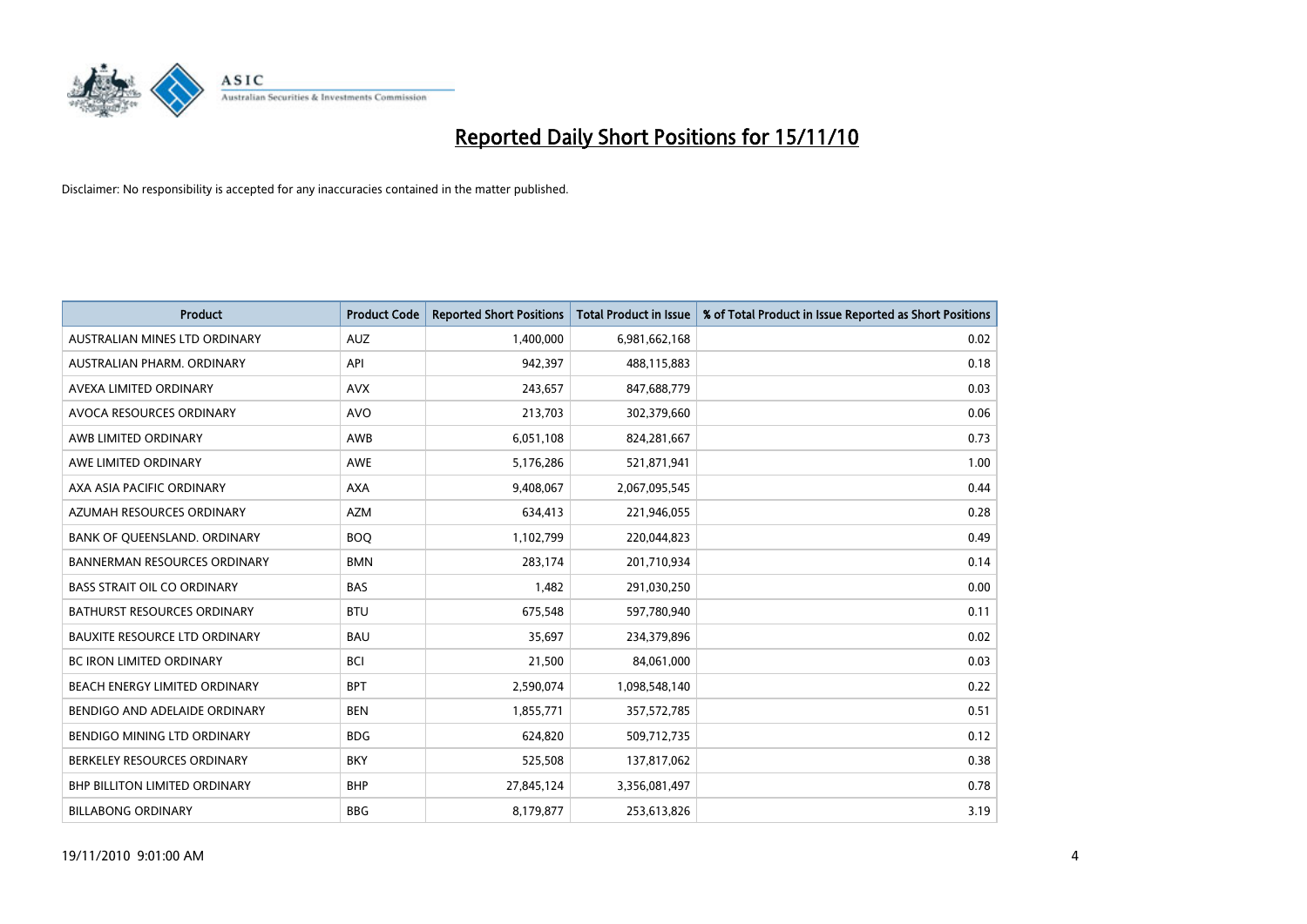# Reported Daily Short Positions for 15/11/10

Disclaimer: No responsibility is accepted for any inaccuracies contained in the matter published.

| Product | Product Code | Reported Short Positions | Total Product in Issue | % of Total Product in Issue Reported as Short Positions |
|---|---|---|---|---|
| AUSTRALIAN MINES LTD ORDINARY | AUZ | 1,400,000 | 6,981,662,168 | 0.02 |
| AUSTRALIAN PHARM. ORDINARY | API | 942,397 | 488,115,883 | 0.18 |
| AVEXA LIMITED ORDINARY | AVX | 243,657 | 847,688,779 | 0.03 |
| AVOCA RESOURCES ORDINARY | AVO | 213,703 | 302,379,660 | 0.06 |
| AWB LIMITED ORDINARY | AWB | 6,051,108 | 824,281,667 | 0.73 |
| AWE LIMITED ORDINARY | AWE | 5,176,286 | 521,871,941 | 1.00 |
| AXA ASIA PACIFIC ORDINARY | AXA | 9,408,067 | 2,067,095,545 | 0.44 |
| AZUMAH RESOURCES ORDINARY | AZM | 634,413 | 221,946,055 | 0.28 |
| BANK OF QUEENSLAND. ORDINARY | BOQ | 1,102,799 | 220,044,823 | 0.49 |
| BANNERMAN RESOURCES ORDINARY | BMN | 283,174 | 201,710,934 | 0.14 |
| BASS STRAIT OIL CO ORDINARY | BAS | 1,482 | 291,030,250 | 0.00 |
| BATHURST RESOURCES ORDINARY | BTU | 675,548 | 597,780,940 | 0.11 |
| BAUXITE RESOURCE LTD ORDINARY | BAU | 35,697 | 234,379,896 | 0.02 |
| BC IRON LIMITED ORDINARY | BCI | 21,500 | 84,061,000 | 0.03 |
| BEACH ENERGY LIMITED ORDINARY | BPT | 2,590,074 | 1,098,548,140 | 0.22 |
| BENDIGO AND ADELAIDE ORDINARY | BEN | 1,855,771 | 357,572,785 | 0.51 |
| BENDIGO MINING LTD ORDINARY | BDG | 624,820 | 509,712,735 | 0.12 |
| BERKELEY RESOURCES ORDINARY | BKY | 525,508 | 137,817,062 | 0.38 |
| BHP BILLITON LIMITED ORDINARY | BHP | 27,845,124 | 3,356,081,497 | 0.78 |
| BILLABONG ORDINARY | BBG | 8,179,877 | 253,613,826 | 3.19 |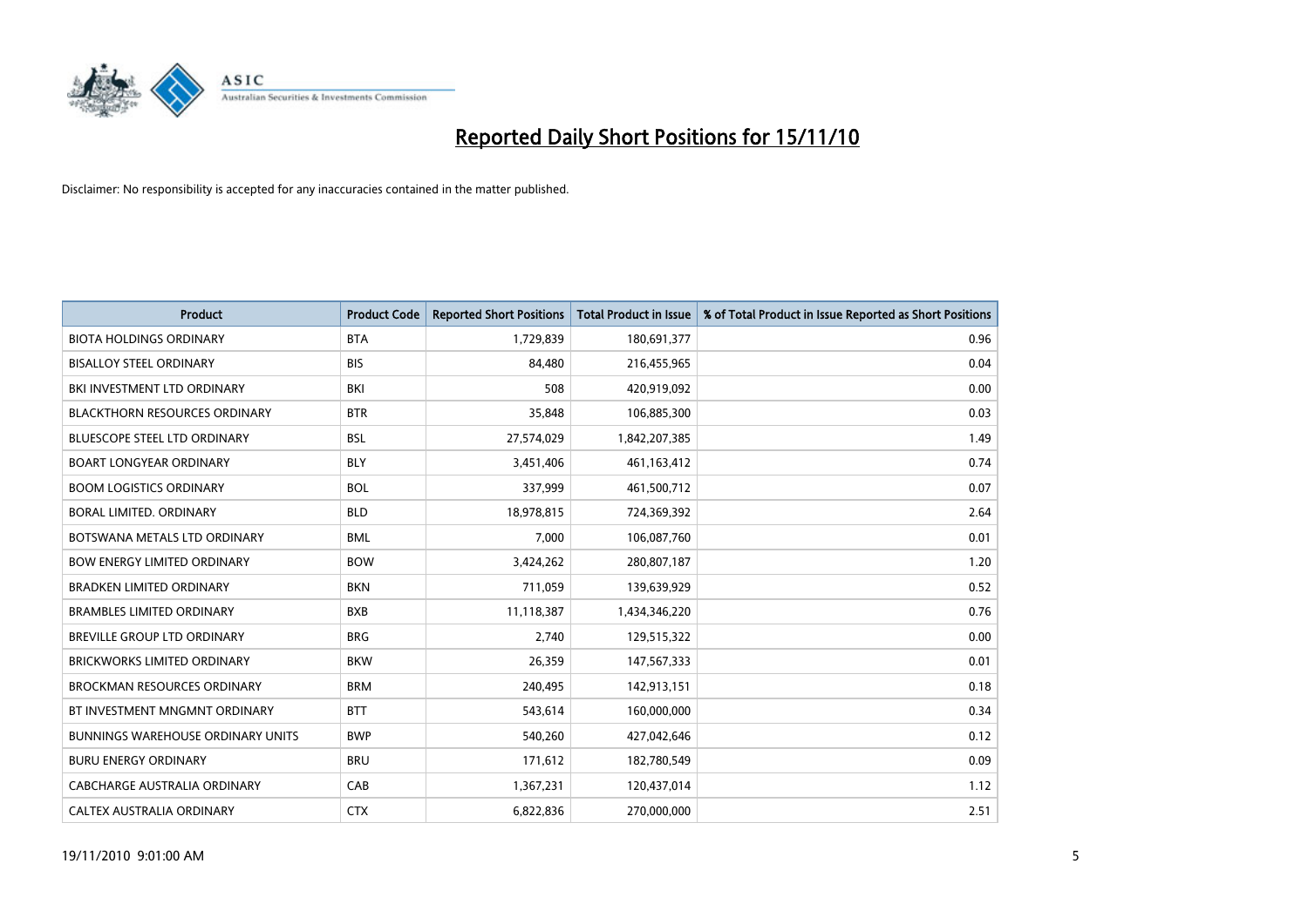# Reported Daily Short Positions for 15/11/10

Disclaimer: No responsibility is accepted for any inaccuracies contained in the matter published.

| Product | Product Code | Reported Short Positions | Total Product in Issue | % of Total Product in Issue Reported as Short Positions |
|---|---|---|---|---|
| BIOTA HOLDINGS ORDINARY | BTA | 1,729,839 | 180,691,377 | 0.96 |
| BISALLOY STEEL ORDINARY | BIS | 84,480 | 216,455,965 | 0.04 |
| BKI INVESTMENT LTD ORDINARY | BKI | 508 | 420,919,092 | 0.00 |
| BLACKTHORN RESOURCES ORDINARY | BTR | 35,848 | 106,885,300 | 0.03 |
| BLUESCOPE STEEL LTD ORDINARY | BSL | 27,574,029 | 1,842,207,385 | 1.49 |
| BOART LONGYEAR ORDINARY | BLY | 3,451,406 | 461,163,412 | 0.74 |
| BOOM LOGISTICS ORDINARY | BOL | 337,999 | 461,500,712 | 0.07 |
| BORAL LIMITED. ORDINARY | BLD | 18,978,815 | 724,369,392 | 2.64 |
| BOTSWANA METALS LTD ORDINARY | BML | 7,000 | 106,087,760 | 0.01 |
| BOW ENERGY LIMITED ORDINARY | BOW | 3,424,262 | 280,807,187 | 1.20 |
| BRADKEN LIMITED ORDINARY | BKN | 711,059 | 139,639,929 | 0.52 |
| BRAMBLES LIMITED ORDINARY | BXB | 11,118,387 | 1,434,346,220 | 0.76 |
| BREVILLE GROUP LTD ORDINARY | BRG | 2,740 | 129,515,322 | 0.00 |
| BRICKWORKS LIMITED ORDINARY | BKW | 26,359 | 147,567,333 | 0.01 |
| BROCKMAN RESOURCES ORDINARY | BRM | 240,495 | 142,913,151 | 0.18 |
| BT INVESTMENT MNGMNT ORDINARY | BTT | 543,614 | 160,000,000 | 0.34 |
| BUNNINGS WAREHOUSE ORDINARY UNITS | BWP | 540,260 | 427,042,646 | 0.12 |
| BURU ENERGY ORDINARY | BRU | 171,612 | 182,780,549 | 0.09 |
| CABCHARGE AUSTRALIA ORDINARY | CAB | 1,367,231 | 120,437,014 | 1.12 |
| CALTEX AUSTRALIA ORDINARY | CTX | 6,822,836 | 270,000,000 | 2.51 |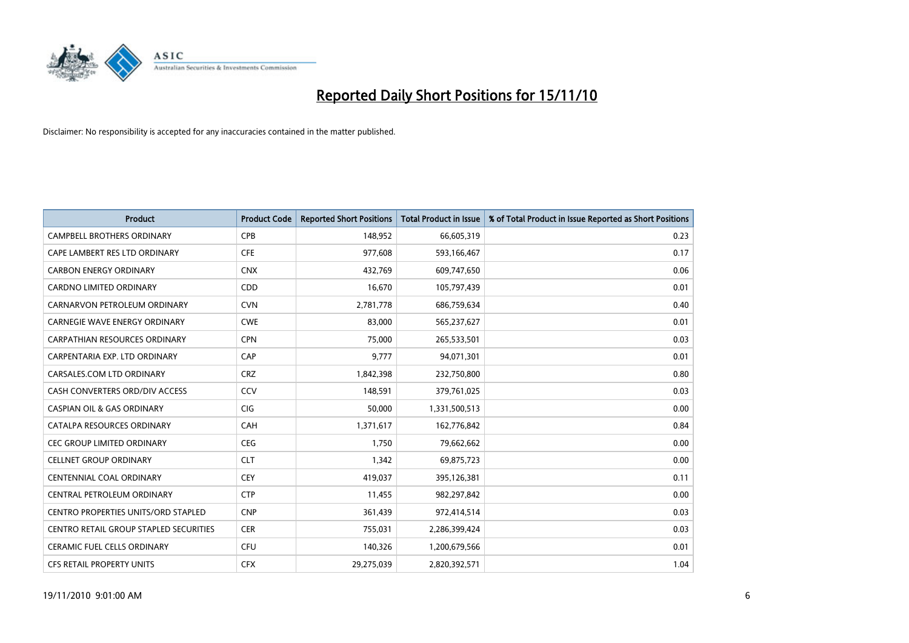# Reported Daily Short Positions for 15/11/10

Disclaimer: No responsibility is accepted for any inaccuracies contained in the matter published.

| Product | Product Code | Reported Short Positions | Total Product in Issue | % of Total Product in Issue Reported as Short Positions |
|---|---|---|---|---|
| CAMPBELL BROTHERS ORDINARY | CPB | 148,952 | 66,605,319 | 0.23 |
| CAPE LAMBERT RES LTD ORDINARY | CFE | 977,608 | 593,166,467 | 0.17 |
| CARBON ENERGY ORDINARY | CNX | 432,769 | 609,747,650 | 0.06 |
| CARDNO LIMITED ORDINARY | CDD | 16,670 | 105,797,439 | 0.01 |
| CARNARVON PETROLEUM ORDINARY | CVN | 2,781,778 | 686,759,634 | 0.40 |
| CARNEGIE WAVE ENERGY ORDINARY | CWE | 83,000 | 565,237,627 | 0.01 |
| CARPATHIAN RESOURCES ORDINARY | CPN | 75,000 | 265,533,501 | 0.03 |
| CARPENTARIA EXP. LTD ORDINARY | CAP | 9,777 | 94,071,301 | 0.01 |
| CARSALES.COM LTD ORDINARY | CRZ | 1,842,398 | 232,750,800 | 0.80 |
| CASH CONVERTERS ORD/DIV ACCESS | CCV | 148,591 | 379,761,025 | 0.03 |
| CASPIAN OIL & GAS ORDINARY | CIG | 50,000 | 1,331,500,513 | 0.00 |
| CATALPA RESOURCES ORDINARY | CAH | 1,371,617 | 162,776,842 | 0.84 |
| CEC GROUP LIMITED ORDINARY | CEG | 1,750 | 79,662,662 | 0.00 |
| CELLNET GROUP ORDINARY | CLT | 1,342 | 69,875,723 | 0.00 |
| CENTENNIAL COAL ORDINARY | CEY | 419,037 | 395,126,381 | 0.11 |
| CENTRAL PETROLEUM ORDINARY | CTP | 11,455 | 982,297,842 | 0.00 |
| CENTRO PROPERTIES UNITS/ORD STAPLED | CNP | 361,439 | 972,414,514 | 0.03 |
| CENTRO RETAIL GROUP STAPLED SECURITIES | CER | 755,031 | 2,286,399,424 | 0.03 |
| CERAMIC FUEL CELLS ORDINARY | CFU | 140,326 | 1,200,679,566 | 0.01 |
| CFS RETAIL PROPERTY UNITS | CFX | 29,275,039 | 2,820,392,571 | 1.04 |

19/11/2010 9:01:00 AM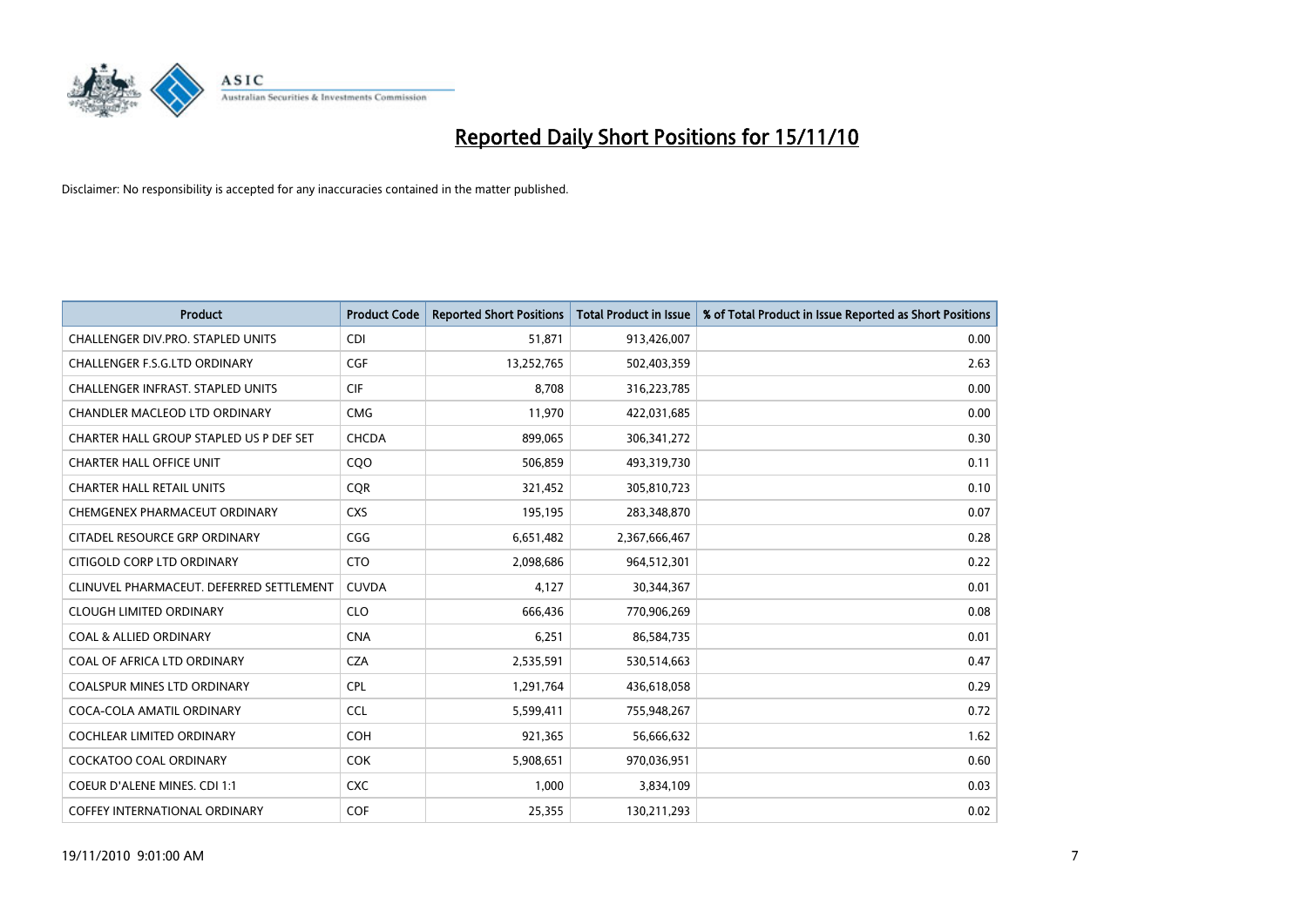# Reported Daily Short Positions for 15/11/10

Disclaimer: No responsibility is accepted for any inaccuracies contained in the matter published.

| Product | Product Code | Reported Short Positions | Total Product in Issue | % of Total Product in Issue Reported as Short Positions |
|---|---|---|---|---|
| CHALLENGER DIV.PRO. STAPLED UNITS | CDI | 51,871 | 913,426,007 | 0.00 |
| CHALLENGER F.S.G.LTD ORDINARY | CGF | 13,252,765 | 502,403,359 | 2.63 |
| CHALLENGER INFRAST. STAPLED UNITS | CIF | 8,708 | 316,223,785 | 0.00 |
| CHANDLER MACLEOD LTD ORDINARY | CMG | 11,970 | 422,031,685 | 0.00 |
| CHARTER HALL GROUP STAPLED US P DEF SET | CHCDA | 899,065 | 306,341,272 | 0.30 |
| CHARTER HALL OFFICE UNIT | CQO | 506,859 | 493,319,730 | 0.11 |
| CHARTER HALL RETAIL UNITS | CQR | 321,452 | 305,810,723 | 0.10 |
| CHEMGENEX PHARMACEUT ORDINARY | CXS | 195,195 | 283,348,870 | 0.07 |
| CITADEL RESOURCE GRP ORDINARY | CGG | 6,651,482 | 2,367,666,467 | 0.28 |
| CITIGOLD CORP LTD ORDINARY | CTO | 2,098,686 | 964,512,301 | 0.22 |
| CLINUVEL PHARMACEUT. DEFERRED SETTLEMENT | CUVDA | 4,127 | 30,344,367 | 0.01 |
| CLOUGH LIMITED ORDINARY | CLO | 666,436 | 770,906,269 | 0.08 |
| COAL & ALLIED ORDINARY | CNA | 6,251 | 86,584,735 | 0.01 |
| COAL OF AFRICA LTD ORDINARY | CZA | 2,535,591 | 530,514,663 | 0.47 |
| COALSPUR MINES LTD ORDINARY | CPL | 1,291,764 | 436,618,058 | 0.29 |
| COCA-COLA AMATIL ORDINARY | CCL | 5,599,411 | 755,948,267 | 0.72 |
| COCHLEAR LIMITED ORDINARY | COH | 921,365 | 56,666,632 | 1.62 |
| COCKATOO COAL ORDINARY | COK | 5,908,651 | 970,036,951 | 0.60 |
| COEUR D'ALENE MINES. CDI 1:1 | CXC | 1,000 | 3,834,109 | 0.03 |
| COFFEY INTERNATIONAL ORDINARY | COF | 25,355 | 130,211,293 | 0.02 |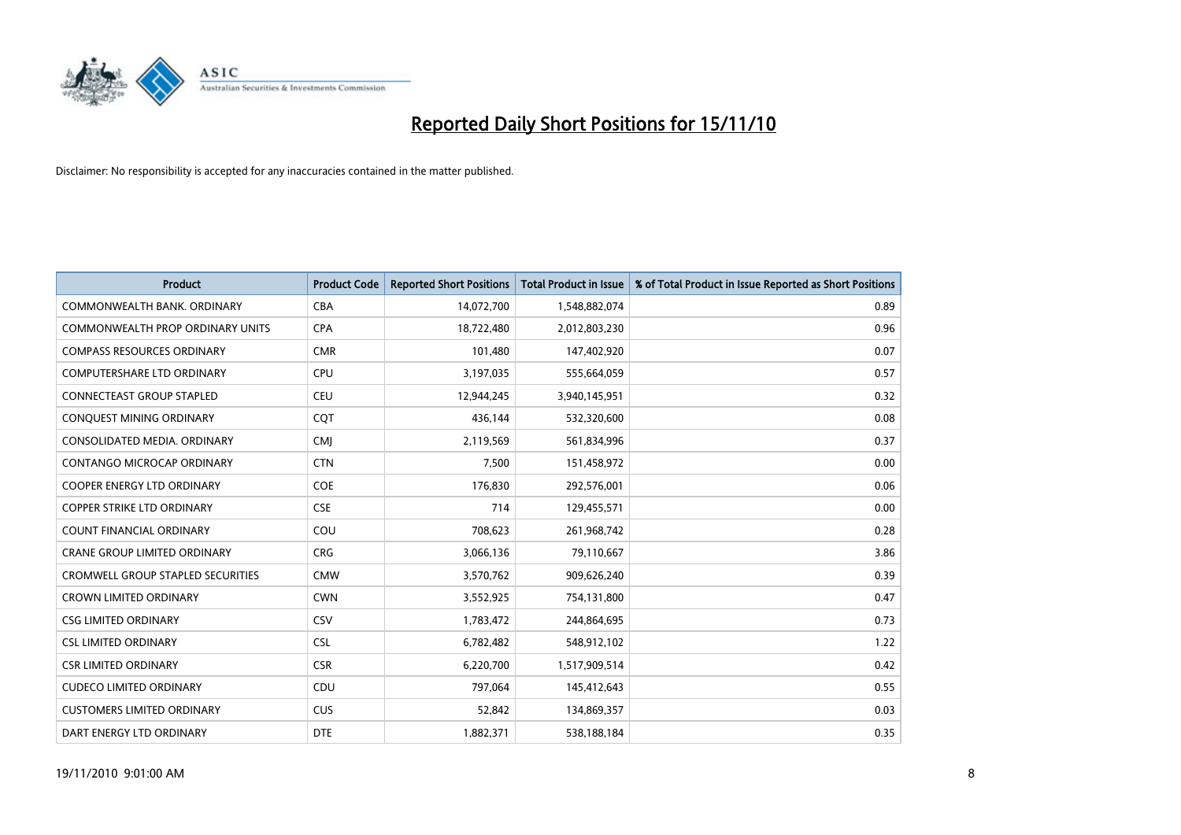# Reported Daily Short Positions for 15/11/10

Disclaimer: No responsibility is accepted for any inaccuracies contained in the matter published.

| Product | Product Code | Reported Short Positions | Total Product in Issue | % of Total Product in Issue Reported as Short Positions |
|---|---|---|---|---|
| COMMONWEALTH BANK. ORDINARY | CBA | 14,072,700 | 1,548,882,074 | 0.89 |
| COMMONWEALTH PROP ORDINARY UNITS | CPA | 18,722,480 | 2,012,803,230 | 0.96 |
| COMPASS RESOURCES ORDINARY | CMR | 101,480 | 147,402,920 | 0.07 |
| COMPUTERSHARE LTD ORDINARY | CPU | 3,197,035 | 555,664,059 | 0.57 |
| CONNECTEAST GROUP STAPLED | CEU | 12,944,245 | 3,940,145,951 | 0.32 |
| CONQUEST MINING ORDINARY | CQT | 436,144 | 532,320,600 | 0.08 |
| CONSOLIDATED MEDIA. ORDINARY | CMJ | 2,119,569 | 561,834,996 | 0.37 |
| CONTANGO MICROCAP ORDINARY | CTN | 7,500 | 151,458,972 | 0.00 |
| COOPER ENERGY LTD ORDINARY | COE | 176,830 | 292,576,001 | 0.06 |
| COPPER STRIKE LTD ORDINARY | CSE | 714 | 129,455,571 | 0.00 |
| COUNT FINANCIAL ORDINARY | COU | 708,623 | 261,968,742 | 0.28 |
| CRANE GROUP LIMITED ORDINARY | CRG | 3,066,136 | 79,110,667 | 3.86 |
| CROMWELL GROUP STAPLED SECURITIES | CMW | 3,570,762 | 909,626,240 | 0.39 |
| CROWN LIMITED ORDINARY | CWN | 3,552,925 | 754,131,800 | 0.47 |
| CSG LIMITED ORDINARY | CSV | 1,783,472 | 244,864,695 | 0.73 |
| CSL LIMITED ORDINARY | CSL | 6,782,482 | 548,912,102 | 1.22 |
| CSR LIMITED ORDINARY | CSR | 6,220,700 | 1,517,909,514 | 0.42 |
| CUDECO LIMITED ORDINARY | CDU | 797,064 | 145,412,643 | 0.55 |
| CUSTOMERS LIMITED ORDINARY | CUS | 52,842 | 134,869,357 | 0.03 |
| DART ENERGY LTD ORDINARY | DTE | 1,882,371 | 538,188,184 | 0.35 |

19/11/2010 9:01:00 AM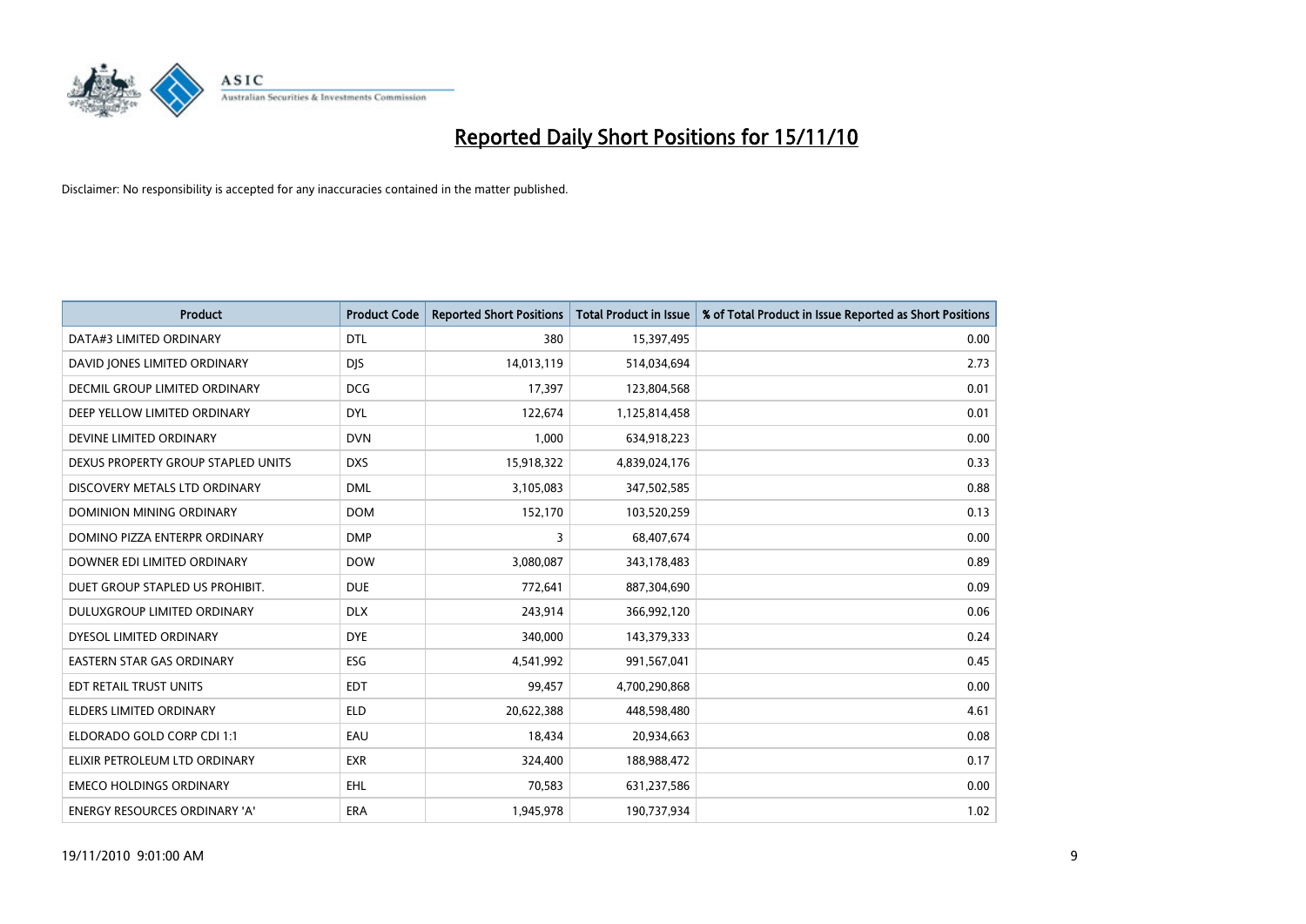# Reported Daily Short Positions for 15/11/10

Disclaimer: No responsibility is accepted for any inaccuracies contained in the matter published.

| Product | Product Code | Reported Short Positions | Total Product in Issue | % of Total Product in Issue Reported as Short Positions |
|---|---|---|---|---|
| DATA#3 LIMITED ORDINARY | DTL | 380 | 15,397,495 | 0.00 |
| DAVID JONES LIMITED ORDINARY | DJS | 14,013,119 | 514,034,694 | 2.73 |
| DECMIL GROUP LIMITED ORDINARY | DCG | 17,397 | 123,804,568 | 0.01 |
| DEEP YELLOW LIMITED ORDINARY | DYL | 122,674 | 1,125,814,458 | 0.01 |
| DEVINE LIMITED ORDINARY | DVN | 1,000 | 634,918,223 | 0.00 |
| DEXUS PROPERTY GROUP STAPLED UNITS | DXS | 15,918,322 | 4,839,024,176 | 0.33 |
| DISCOVERY METALS LTD ORDINARY | DML | 3,105,083 | 347,502,585 | 0.88 |
| DOMINION MINING ORDINARY | DOM | 152,170 | 103,520,259 | 0.13 |
| DOMINO PIZZA ENTERPR ORDINARY | DMP | 3 | 68,407,674 | 0.00 |
| DOWNER EDI LIMITED ORDINARY | DOW | 3,080,087 | 343,178,483 | 0.89 |
| DUET GROUP STAPLED US PROHIBIT. | DUE | 772,641 | 887,304,690 | 0.09 |
| DULUXGROUP LIMITED ORDINARY | DLX | 243,914 | 366,992,120 | 0.06 |
| DYESOL LIMITED ORDINARY | DYE | 340,000 | 143,379,333 | 0.24 |
| EASTERN STAR GAS ORDINARY | ESG | 4,541,992 | 991,567,041 | 0.45 |
| EDT RETAIL TRUST UNITS | EDT | 99,457 | 4,700,290,868 | 0.00 |
| ELDERS LIMITED ORDINARY | ELD | 20,622,388 | 448,598,480 | 4.61 |
| ELDORADO GOLD CORP CDI 1:1 | EAU | 18,434 | 20,934,663 | 0.08 |
| ELIXIR PETROLEUM LTD ORDINARY | EXR | 324,400 | 188,988,472 | 0.17 |
| EMECO HOLDINGS ORDINARY | EHL | 70,583 | 631,237,586 | 0.00 |
| ENERGY RESOURCES ORDINARY 'A' | ERA | 1,945,978 | 190,737,934 | 1.02 |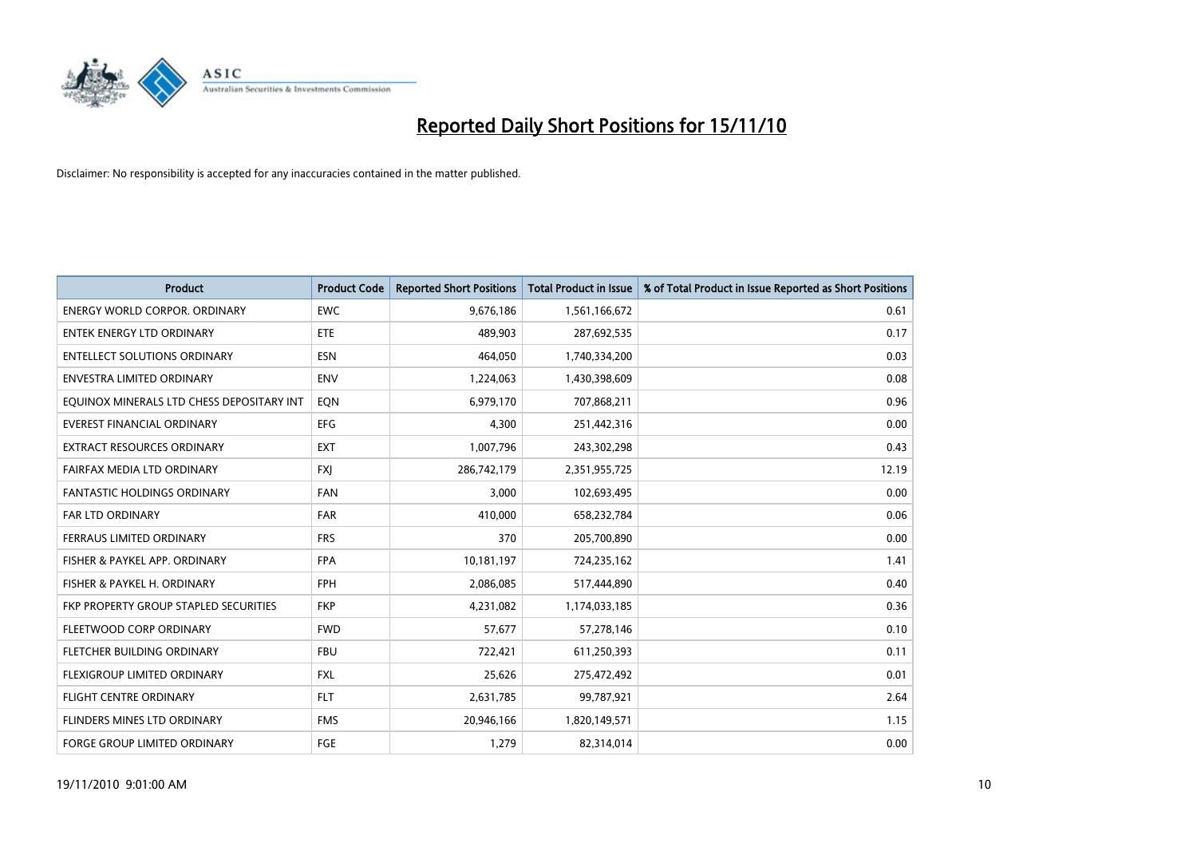# Reported Daily Short Positions for 15/11/10

Disclaimer: No responsibility is accepted for any inaccuracies contained in the matter published.

| Product | Product Code | Reported Short Positions | Total Product in Issue | % of Total Product in Issue Reported as Short Positions |
|---|---|---|---|---|
| ENERGY WORLD CORPOR. ORDINARY | EWC | 9,676,186 | 1,561,166,672 | 0.61 |
| ENTEK ENERGY LTD ORDINARY | ETE | 489,903 | 287,692,535 | 0.17 |
| ENTELLECT SOLUTIONS ORDINARY | ESN | 464,050 | 1,740,334,200 | 0.03 |
| ENVESTRA LIMITED ORDINARY | ENV | 1,224,063 | 1,430,398,609 | 0.08 |
| EQUINOX MINERALS LTD CHESS DEPOSITARY INT | EQN | 6,979,170 | 707,868,211 | 0.96 |
| EVEREST FINANCIAL ORDINARY | EFG | 4,300 | 251,442,316 | 0.00 |
| EXTRACT RESOURCES ORDINARY | EXT | 1,007,796 | 243,302,298 | 0.43 |
| FAIRFAX MEDIA LTD ORDINARY | FXJ | 286,742,179 | 2,351,955,725 | 12.19 |
| FANTASTIC HOLDINGS ORDINARY | FAN | 3,000 | 102,693,495 | 0.00 |
| FAR LTD ORDINARY | FAR | 410,000 | 658,232,784 | 0.06 |
| FERRAUS LIMITED ORDINARY | FRS | 370 | 205,700,890 | 0.00 |
| FISHER & PAYKEL APP. ORDINARY | FPA | 10,181,197 | 724,235,162 | 1.41 |
| FISHER & PAYKEL H. ORDINARY | FPH | 2,086,085 | 517,444,890 | 0.40 |
| FKP PROPERTY GROUP STAPLED SECURITIES | FKP | 4,231,082 | 1,174,033,185 | 0.36 |
| FLEETWOOD CORP ORDINARY | FWD | 57,677 | 57,278,146 | 0.10 |
| FLETCHER BUILDING ORDINARY | FBU | 722,421 | 611,250,393 | 0.11 |
| FLEXIGROUP LIMITED ORDINARY | FXL | 25,626 | 275,472,492 | 0.01 |
| FLIGHT CENTRE ORDINARY | FLT | 2,631,785 | 99,787,921 | 2.64 |
| FLINDERS MINES LTD ORDINARY | FMS | 20,946,166 | 1,820,149,571 | 1.15 |
| FORGE GROUP LIMITED ORDINARY | FGE | 1,279 | 82,314,014 | 0.00 |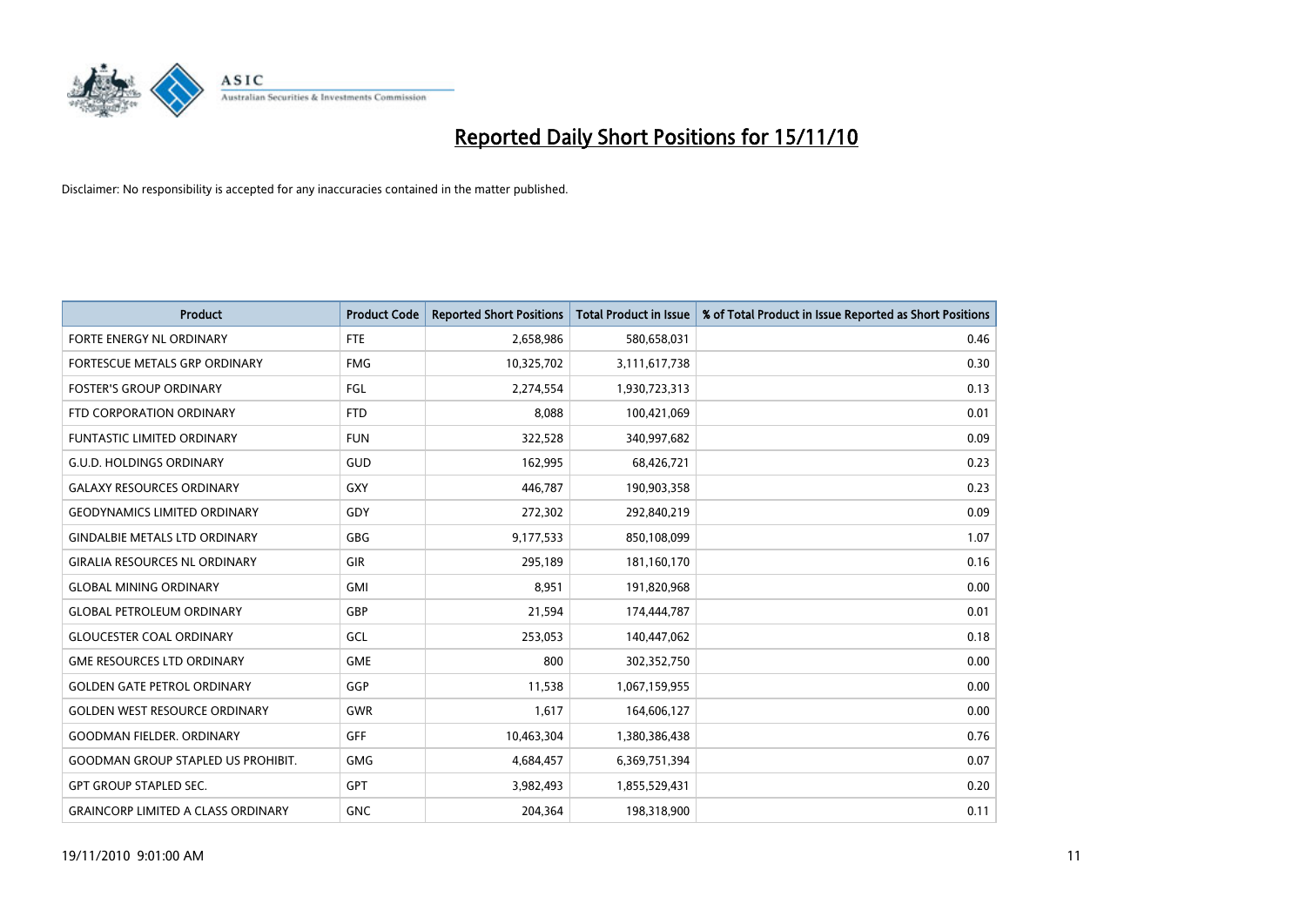# Reported Daily Short Positions for 15/11/10

Disclaimer: No responsibility is accepted for any inaccuracies contained in the matter published.

| Product | Product Code | Reported Short Positions | Total Product in Issue | % of Total Product in Issue Reported as Short Positions |
|---|---|---|---|---|
| FORTE ENERGY NL ORDINARY | FTE | 2,658,986 | 580,658,031 | 0.46 |
| FORTESCUE METALS GRP ORDINARY | FMG | 10,325,702 | 3,111,617,738 | 0.30 |
| FOSTER'S GROUP ORDINARY | FGL | 2,274,554 | 1,930,723,313 | 0.13 |
| FTD CORPORATION ORDINARY | FTD | 8,088 | 100,421,069 | 0.01 |
| FUNTASTIC LIMITED ORDINARY | FUN | 322,528 | 340,997,682 | 0.09 |
| G.U.D. HOLDINGS ORDINARY | GUD | 162,995 | 68,426,721 | 0.23 |
| GALAXY RESOURCES ORDINARY | GXY | 446,787 | 190,903,358 | 0.23 |
| GEODYNAMICS LIMITED ORDINARY | GDY | 272,302 | 292,840,219 | 0.09 |
| GINDALBIE METALS LTD ORDINARY | GBG | 9,177,533 | 850,108,099 | 1.07 |
| GIRALIA RESOURCES NL ORDINARY | GIR | 295,189 | 181,160,170 | 0.16 |
| GLOBAL MINING ORDINARY | GMI | 8,951 | 191,820,968 | 0.00 |
| GLOBAL PETROLEUM ORDINARY | GBP | 21,594 | 174,444,787 | 0.01 |
| GLOUCESTER COAL ORDINARY | GCL | 253,053 | 140,447,062 | 0.18 |
| GME RESOURCES LTD ORDINARY | GME | 800 | 302,352,750 | 0.00 |
| GOLDEN GATE PETROL ORDINARY | GGP | 11,538 | 1,067,159,955 | 0.00 |
| GOLDEN WEST RESOURCE ORDINARY | GWR | 1,617 | 164,606,127 | 0.00 |
| GOODMAN FIELDER. ORDINARY | GFF | 10,463,304 | 1,380,386,438 | 0.76 |
| GOODMAN GROUP STAPLED US PROHIBIT. | GMG | 4,684,457 | 6,369,751,394 | 0.07 |
| GPT GROUP STAPLED SEC. | GPT | 3,982,493 | 1,855,529,431 | 0.20 |
| GRAINCORP LIMITED A CLASS ORDINARY | GNC | 204,364 | 198,318,900 | 0.11 |

19/11/2010 9:01:00 AM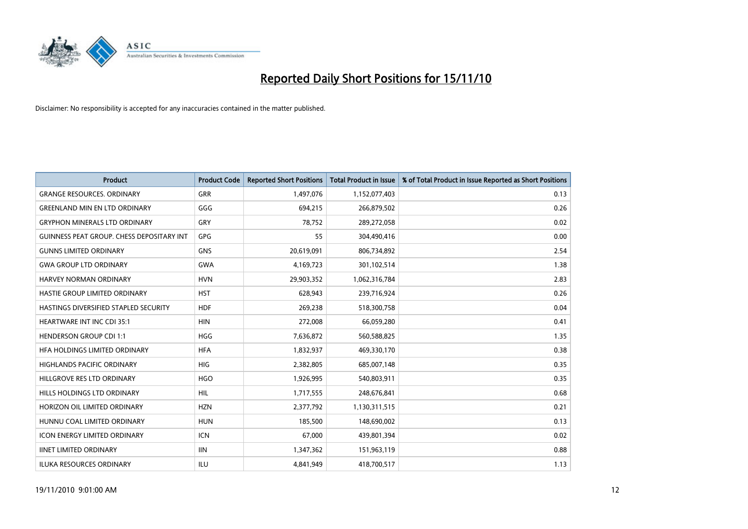# Reported Daily Short Positions for 15/11/10

Disclaimer: No responsibility is accepted for any inaccuracies contained in the matter published.

| Product | Product Code | Reported Short Positions | Total Product in Issue | % of Total Product in Issue Reported as Short Positions |
|---|---|---|---|---|
| GRANGE RESOURCES. ORDINARY | GRR | 1,497,076 | 1,152,077,403 | 0.13 |
| GREENLAND MIN EN LTD ORDINARY | GGG | 694,215 | 266,879,502 | 0.26 |
| GRYPHON MINERALS LTD ORDINARY | GRY | 78,752 | 289,272,058 | 0.02 |
| GUINNESS PEAT GROUP. CHESS DEPOSITARY INT | GPG | 55 | 304,490,416 | 0.00 |
| GUNNS LIMITED ORDINARY | GNS | 20,619,091 | 806,734,892 | 2.54 |
| GWA GROUP LTD ORDINARY | GWA | 4,169,723 | 301,102,514 | 1.38 |
| HARVEY NORMAN ORDINARY | HVN | 29,903,352 | 1,062,316,784 | 2.83 |
| HASTIE GROUP LIMITED ORDINARY | HST | 628,943 | 239,716,924 | 0.26 |
| HASTINGS DIVERSIFIED STAPLED SECURITY | HDF | 269,238 | 518,300,758 | 0.04 |
| HEARTWARE INT INC CDI 35:1 | HIN | 272,008 | 66,059,280 | 0.41 |
| HENDERSON GROUP CDI 1:1 | HGG | 7,636,872 | 560,588,825 | 1.35 |
| HFA HOLDINGS LIMITED ORDINARY | HFA | 1,832,937 | 469,330,170 | 0.38 |
| HIGHLANDS PACIFIC ORDINARY | HIG | 2,382,805 | 685,007,148 | 0.35 |
| HILLGROVE RES LTD ORDINARY | HGO | 1,926,995 | 540,803,911 | 0.35 |
| HILLS HOLDINGS LTD ORDINARY | HIL | 1,717,555 | 248,676,841 | 0.68 |
| HORIZON OIL LIMITED ORDINARY | HZN | 2,377,792 | 1,130,311,515 | 0.21 |
| HUNNU COAL LIMITED ORDINARY | HUN | 185,500 | 148,690,002 | 0.13 |
| ICON ENERGY LIMITED ORDINARY | ICN | 67,000 | 439,801,394 | 0.02 |
| IINET LIMITED ORDINARY | IIN | 1,347,362 | 151,963,119 | 0.88 |
| ILUKA RESOURCES ORDINARY | ILU | 4,841,949 | 418,700,517 | 1.13 |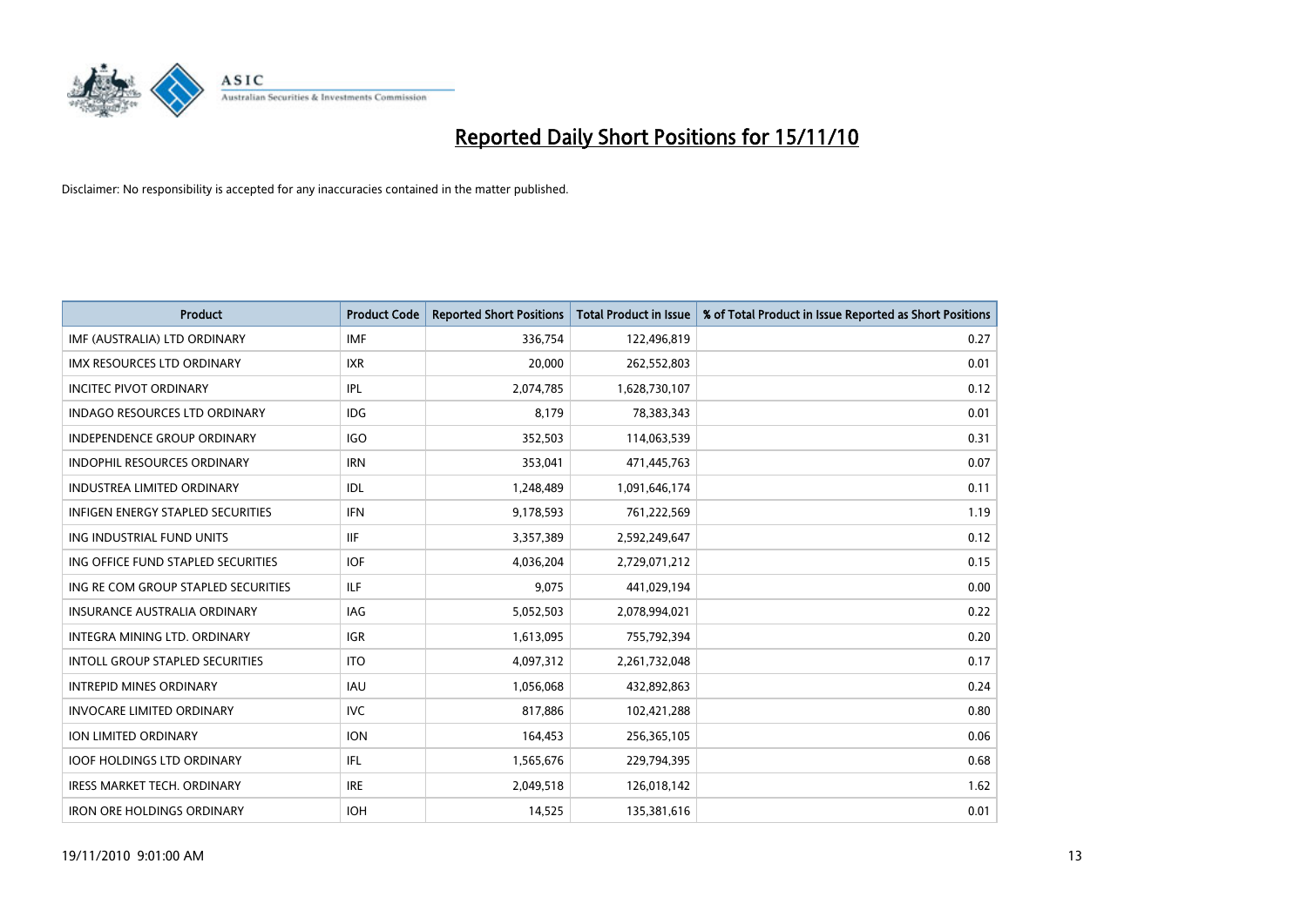# Reported Daily Short Positions for 15/11/10

Disclaimer: No responsibility is accepted for any inaccuracies contained in the matter published.

| Product | Product Code | Reported Short Positions | Total Product in Issue | % of Total Product in Issue Reported as Short Positions |
|---|---|---|---|---|
| IMF (AUSTRALIA) LTD ORDINARY | IMF | 336,754 | 122,496,819 | 0.27 |
| IMX RESOURCES LTD ORDINARY | IXR | 20,000 | 262,552,803 | 0.01 |
| INCITEC PIVOT ORDINARY | IPL | 2,074,785 | 1,628,730,107 | 0.12 |
| INDAGO RESOURCES LTD ORDINARY | IDG | 8,179 | 78,383,343 | 0.01 |
| INDEPENDENCE GROUP ORDINARY | IGO | 352,503 | 114,063,539 | 0.31 |
| INDOPHIL RESOURCES ORDINARY | IRN | 353,041 | 471,445,763 | 0.07 |
| INDUSTREA LIMITED ORDINARY | IDL | 1,248,489 | 1,091,646,174 | 0.11 |
| INFIGEN ENERGY STAPLED SECURITIES | IFN | 9,178,593 | 761,222,569 | 1.19 |
| ING INDUSTRIAL FUND UNITS | IIF | 3,357,389 | 2,592,249,647 | 0.12 |
| ING OFFICE FUND STAPLED SECURITIES | IOF | 4,036,204 | 2,729,071,212 | 0.15 |
| ING RE COM GROUP STAPLED SECURITIES | ILF | 9,075 | 441,029,194 | 0.00 |
| INSURANCE AUSTRALIA ORDINARY | IAG | 5,052,503 | 2,078,994,021 | 0.22 |
| INTEGRA MINING LTD. ORDINARY | IGR | 1,613,095 | 755,792,394 | 0.20 |
| INTOLL GROUP STAPLED SECURITIES | ITO | 4,097,312 | 2,261,732,048 | 0.17 |
| INTREPID MINES ORDINARY | IAU | 1,056,068 | 432,892,863 | 0.24 |
| INVOCARE LIMITED ORDINARY | IVC | 817,886 | 102,421,288 | 0.80 |
| ION LIMITED ORDINARY | ION | 164,453 | 256,365,105 | 0.06 |
| IOOF HOLDINGS LTD ORDINARY | IFL | 1,565,676 | 229,794,395 | 0.68 |
| IRESS MARKET TECH. ORDINARY | IRE | 2,049,518 | 126,018,142 | 1.62 |
| IRON ORE HOLDINGS ORDINARY | IOH | 14,525 | 135,381,616 | 0.01 |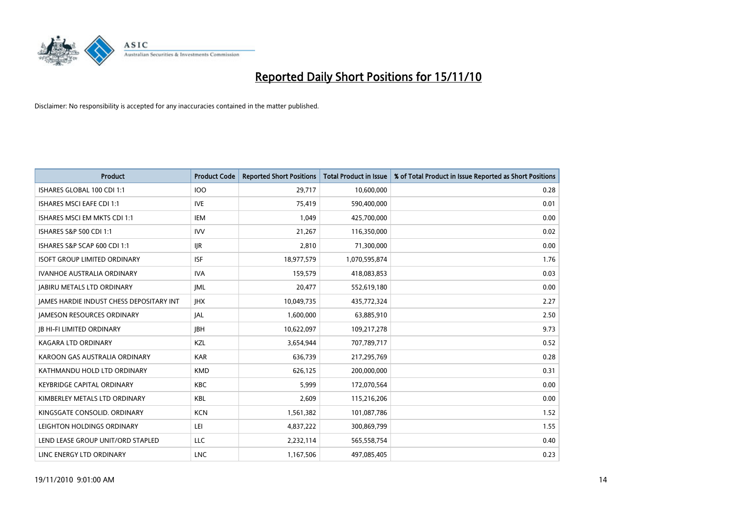# Reported Daily Short Positions for 15/11/10

Disclaimer: No responsibility is accepted for any inaccuracies contained in the matter published.

| Product | Product Code | Reported Short Positions | Total Product in Issue | % of Total Product in Issue Reported as Short Positions |
|---|---|---|---|---|
| ISHARES GLOBAL 100 CDI 1:1 | IOO | 29,717 | 10,600,000 | 0.28 |
| ISHARES MSCI EAFE CDI 1:1 | IVE | 75,419 | 590,400,000 | 0.01 |
| ISHARES MSCI EM MKTS CDI 1:1 | IEM | 1,049 | 425,700,000 | 0.00 |
| ISHARES S&P 500 CDI 1:1 | IVV | 21,267 | 116,350,000 | 0.02 |
| ISHARES S&P SCAP 600 CDI 1:1 | IJR | 2,810 | 71,300,000 | 0.00 |
| ISOFT GROUP LIMITED ORDINARY | ISF | 18,977,579 | 1,070,595,874 | 1.76 |
| IVANHOE AUSTRALIA ORDINARY | IVA | 159,579 | 418,083,853 | 0.03 |
| JABIRU METALS LTD ORDINARY | JML | 20,477 | 552,619,180 | 0.00 |
| JAMES HARDIE INDUST CHESS DEPOSITARY INT | JHX | 10,049,735 | 435,772,324 | 2.27 |
| JAMESON RESOURCES ORDINARY | JAL | 1,600,000 | 63,885,910 | 2.50 |
| JB HI-FI LIMITED ORDINARY | JBH | 10,622,097 | 109,217,278 | 9.73 |
| KAGARA LTD ORDINARY | KZL | 3,654,944 | 707,789,717 | 0.52 |
| KAROON GAS AUSTRALIA ORDINARY | KAR | 636,739 | 217,295,769 | 0.28 |
| KATHMANDU HOLD LTD ORDINARY | KMD | 626,125 | 200,000,000 | 0.31 |
| KEYBRIDGE CAPITAL ORDINARY | KBC | 5,999 | 172,070,564 | 0.00 |
| KIMBERLEY METALS LTD ORDINARY | KBL | 2,609 | 115,216,206 | 0.00 |
| KINGSGATE CONSOLID. ORDINARY | KCN | 1,561,382 | 101,087,786 | 1.52 |
| LEIGHTON HOLDINGS ORDINARY | LEI | 4,837,222 | 300,869,799 | 1.55 |
| LEND LEASE GROUP UNIT/ORD STAPLED | LLC | 2,232,114 | 565,558,754 | 0.40 |
| LINC ENERGY LTD ORDINARY | LNC | 1,167,506 | 497,085,405 | 0.23 |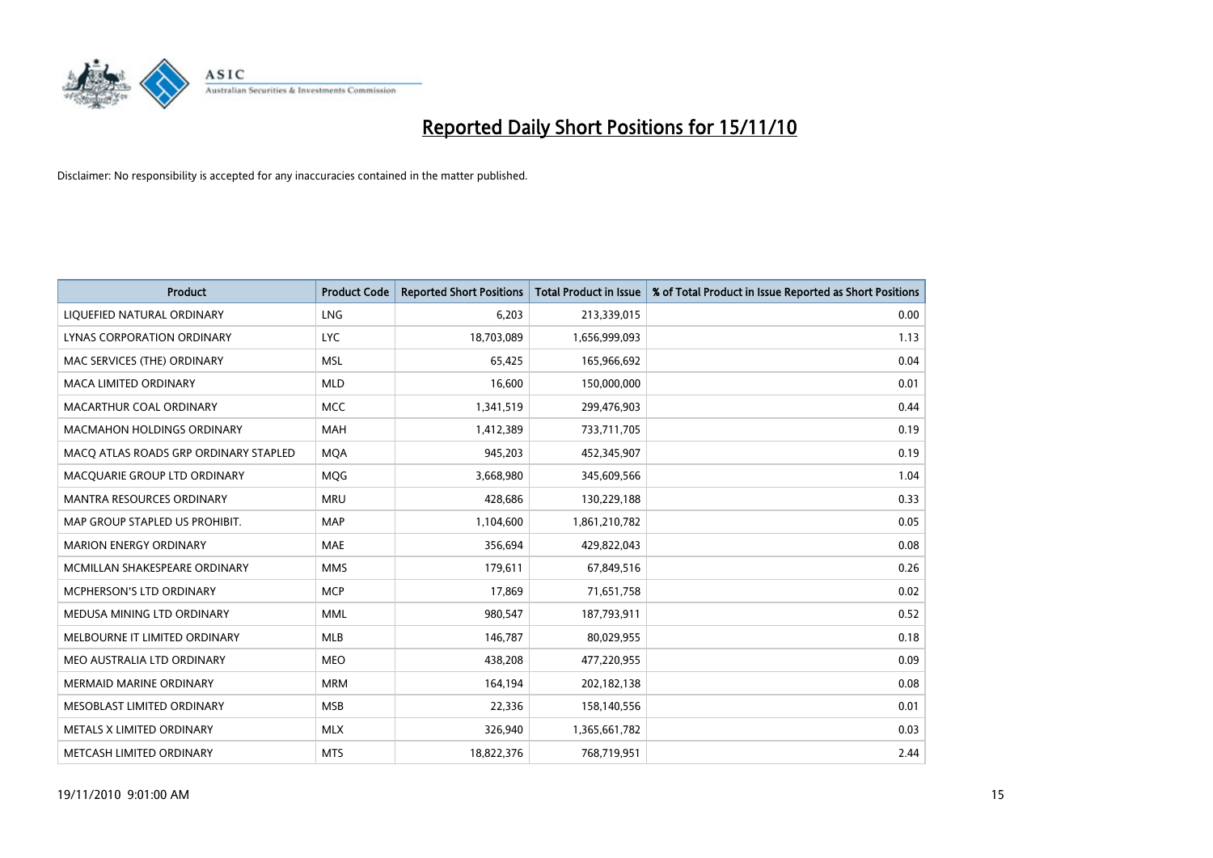# Reported Daily Short Positions for 15/11/10

Disclaimer: No responsibility is accepted for any inaccuracies contained in the matter published.

| Product | Product Code | Reported Short Positions | Total Product in Issue | % of Total Product in Issue Reported as Short Positions |
|---|---|---|---|---|
| LIQUEFIED NATURAL ORDINARY | LNG | 6,203 | 213,339,015 | 0.00 |
| LYNAS CORPORATION ORDINARY | LYC | 18,703,089 | 1,656,999,093 | 1.13 |
| MAC SERVICES (THE) ORDINARY | MSL | 65,425 | 165,966,692 | 0.04 |
| MACA LIMITED ORDINARY | MLD | 16,600 | 150,000,000 | 0.01 |
| MACARTHUR COAL ORDINARY | MCC | 1,341,519 | 299,476,903 | 0.44 |
| MACMAHON HOLDINGS ORDINARY | MAH | 1,412,389 | 733,711,705 | 0.19 |
| MACQ ATLAS ROADS GRP ORDINARY STAPLED | MQA | 945,203 | 452,345,907 | 0.19 |
| MACQUARIE GROUP LTD ORDINARY | MQG | 3,668,980 | 345,609,566 | 1.04 |
| MANTRA RESOURCES ORDINARY | MRU | 428,686 | 130,229,188 | 0.33 |
| MAP GROUP STAPLED US PROHIBIT. | MAP | 1,104,600 | 1,861,210,782 | 0.05 |
| MARION ENERGY ORDINARY | MAE | 356,694 | 429,822,043 | 0.08 |
| MCMILLAN SHAKESPEARE ORDINARY | MMS | 179,611 | 67,849,516 | 0.26 |
| MCPHERSON'S LTD ORDINARY | MCP | 17,869 | 71,651,758 | 0.02 |
| MEDUSA MINING LTD ORDINARY | MML | 980,547 | 187,793,911 | 0.52 |
| MELBOURNE IT LIMITED ORDINARY | MLB | 146,787 | 80,029,955 | 0.18 |
| MEO AUSTRALIA LTD ORDINARY | MEO | 438,208 | 477,220,955 | 0.09 |
| MERMAID MARINE ORDINARY | MRM | 164,194 | 202,182,138 | 0.08 |
| MESOBLAST LIMITED ORDINARY | MSB | 22,336 | 158,140,556 | 0.01 |
| METALS X LIMITED ORDINARY | MLX | 326,940 | 1,365,661,782 | 0.03 |
| METCASH LIMITED ORDINARY | MTS | 18,822,376 | 768,719,951 | 2.44 |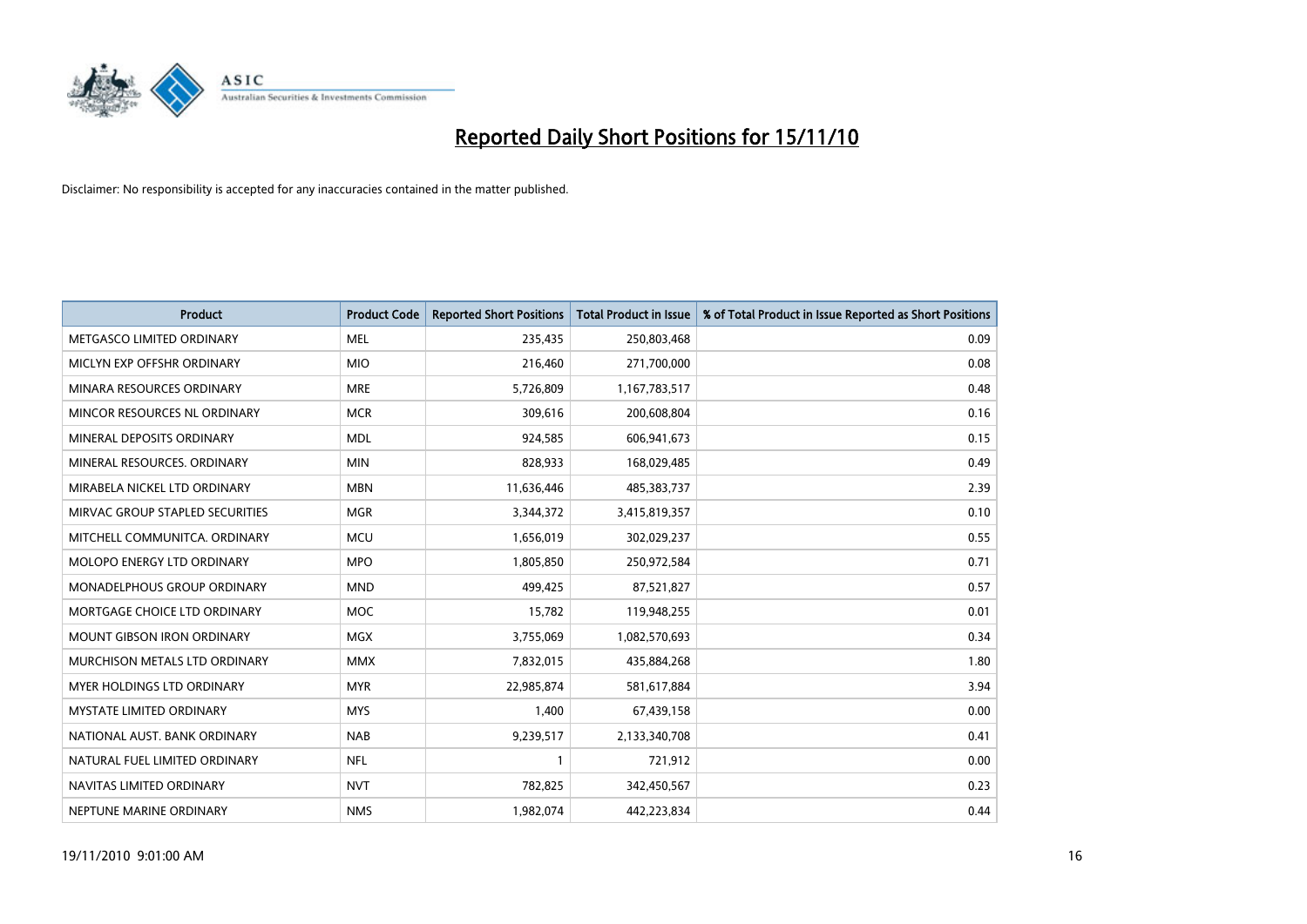# Reported Daily Short Positions for 15/11/10

Disclaimer: No responsibility is accepted for any inaccuracies contained in the matter published.

| Product | Product Code | Reported Short Positions | Total Product in Issue | % of Total Product in Issue Reported as Short Positions |
|---|---|---|---|---|
| METGASCO LIMITED ORDINARY | MEL | 235,435 | 250,803,468 | 0.09 |
| MICLYN EXP OFFSHR ORDINARY | MIO | 216,460 | 271,700,000 | 0.08 |
| MINARA RESOURCES ORDINARY | MRE | 5,726,809 | 1,167,783,517 | 0.48 |
| MINCOR RESOURCES NL ORDINARY | MCR | 309,616 | 200,608,804 | 0.16 |
| MINERAL DEPOSITS ORDINARY | MDL | 924,585 | 606,941,673 | 0.15 |
| MINERAL RESOURCES. ORDINARY | MIN | 828,933 | 168,029,485 | 0.49 |
| MIRABELA NICKEL LTD ORDINARY | MBN | 11,636,446 | 485,383,737 | 2.39 |
| MIRVAC GROUP STAPLED SECURITIES | MGR | 3,344,372 | 3,415,819,357 | 0.10 |
| MITCHELL COMMUNITCA. ORDINARY | MCU | 1,656,019 | 302,029,237 | 0.55 |
| MOLOPO ENERGY LTD ORDINARY | MPO | 1,805,850 | 250,972,584 | 0.71 |
| MONADELPHOUS GROUP ORDINARY | MND | 499,425 | 87,521,827 | 0.57 |
| MORTGAGE CHOICE LTD ORDINARY | MOC | 15,782 | 119,948,255 | 0.01 |
| MOUNT GIBSON IRON ORDINARY | MGX | 3,755,069 | 1,082,570,693 | 0.34 |
| MURCHISON METALS LTD ORDINARY | MMX | 7,832,015 | 435,884,268 | 1.80 |
| MYER HOLDINGS LTD ORDINARY | MYR | 22,985,874 | 581,617,884 | 3.94 |
| MYSTATE LIMITED ORDINARY | MYS | 1,400 | 67,439,158 | 0.00 |
| NATIONAL AUST. BANK ORDINARY | NAB | 9,239,517 | 2,133,340,708 | 0.41 |
| NATURAL FUEL LIMITED ORDINARY | NFL | 1 | 721,912 | 0.00 |
| NAVITAS LIMITED ORDINARY | NVT | 782,825 | 342,450,567 | 0.23 |
| NEPTUNE MARINE ORDINARY | NMS | 1,982,074 | 442,223,834 | 0.44 |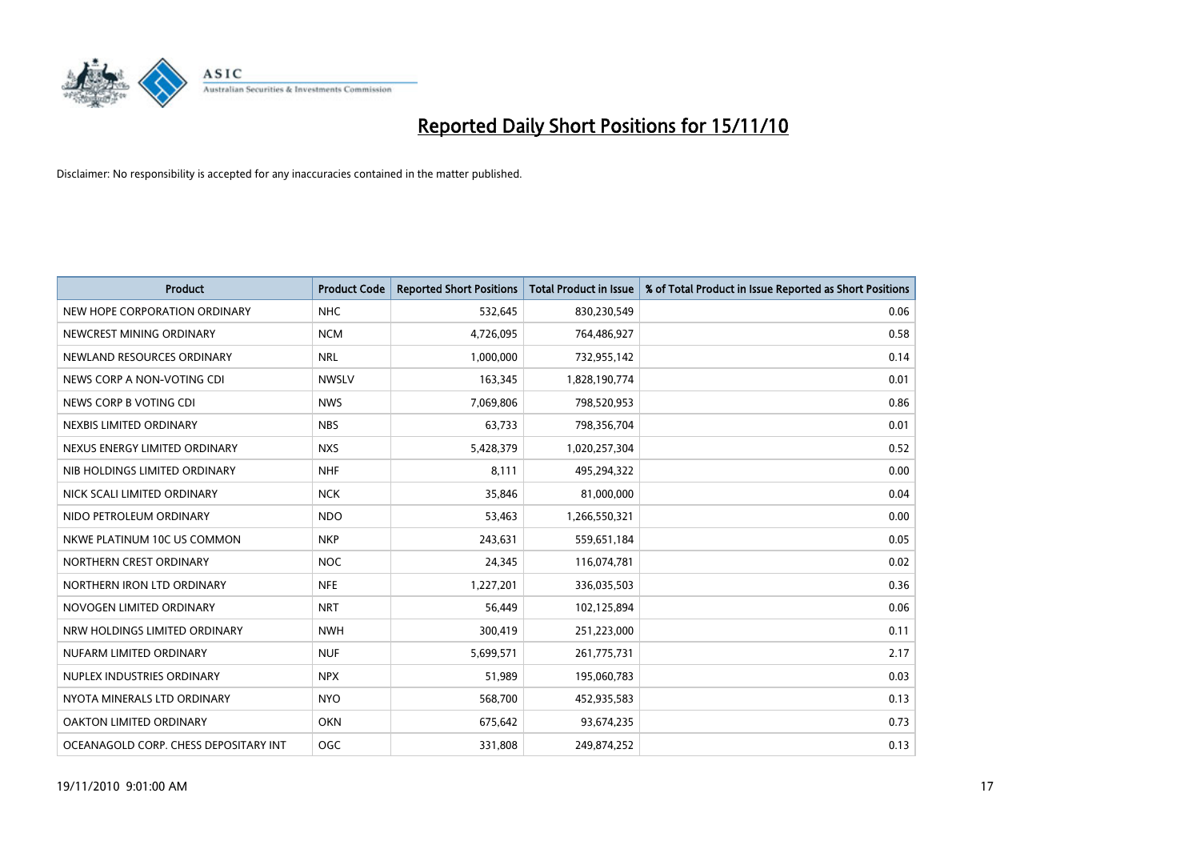# Reported Daily Short Positions for 15/11/10

Disclaimer: No responsibility is accepted for any inaccuracies contained in the matter published.

| Product | Product Code | Reported Short Positions | Total Product in Issue | % of Total Product in Issue Reported as Short Positions |
|---|---|---|---|---|
| NEW HOPE CORPORATION ORDINARY | NHC | 532,645 | 830,230,549 | 0.06 |
| NEWCREST MINING ORDINARY | NCM | 4,726,095 | 764,486,927 | 0.58 |
| NEWLAND RESOURCES ORDINARY | NRL | 1,000,000 | 732,955,142 | 0.14 |
| NEWS CORP A NON-VOTING CDI | NWSLV | 163,345 | 1,828,190,774 | 0.01 |
| NEWS CORP B VOTING CDI | NWS | 7,069,806 | 798,520,953 | 0.86 |
| NEXBIS LIMITED ORDINARY | NBS | 63,733 | 798,356,704 | 0.01 |
| NEXUS ENERGY LIMITED ORDINARY | NXS | 5,428,379 | 1,020,257,304 | 0.52 |
| NIB HOLDINGS LIMITED ORDINARY | NHF | 8,111 | 495,294,322 | 0.00 |
| NICK SCALI LIMITED ORDINARY | NCK | 35,846 | 81,000,000 | 0.04 |
| NIDO PETROLEUM ORDINARY | NDO | 53,463 | 1,266,550,321 | 0.00 |
| NKWE PLATINUM 10C US COMMON | NKP | 243,631 | 559,651,184 | 0.05 |
| NORTHERN CREST ORDINARY | NOC | 24,345 | 116,074,781 | 0.02 |
| NORTHERN IRON LTD ORDINARY | NFE | 1,227,201 | 336,035,503 | 0.36 |
| NOVOGEN LIMITED ORDINARY | NRT | 56,449 | 102,125,894 | 0.06 |
| NRW HOLDINGS LIMITED ORDINARY | NWH | 300,419 | 251,223,000 | 0.11 |
| NUFARM LIMITED ORDINARY | NUF | 5,699,571 | 261,775,731 | 2.17 |
| NUPLEX INDUSTRIES ORDINARY | NPX | 51,989 | 195,060,783 | 0.03 |
| NYOTA MINERALS LTD ORDINARY | NYO | 568,700 | 452,935,583 | 0.13 |
| OAKTON LIMITED ORDINARY | OKN | 675,642 | 93,674,235 | 0.73 |
| OCEANAGOLD CORP. CHESS DEPOSITARY INT | OGC | 331,808 | 249,874,252 | 0.13 |

19/11/2010 9:01:00 AM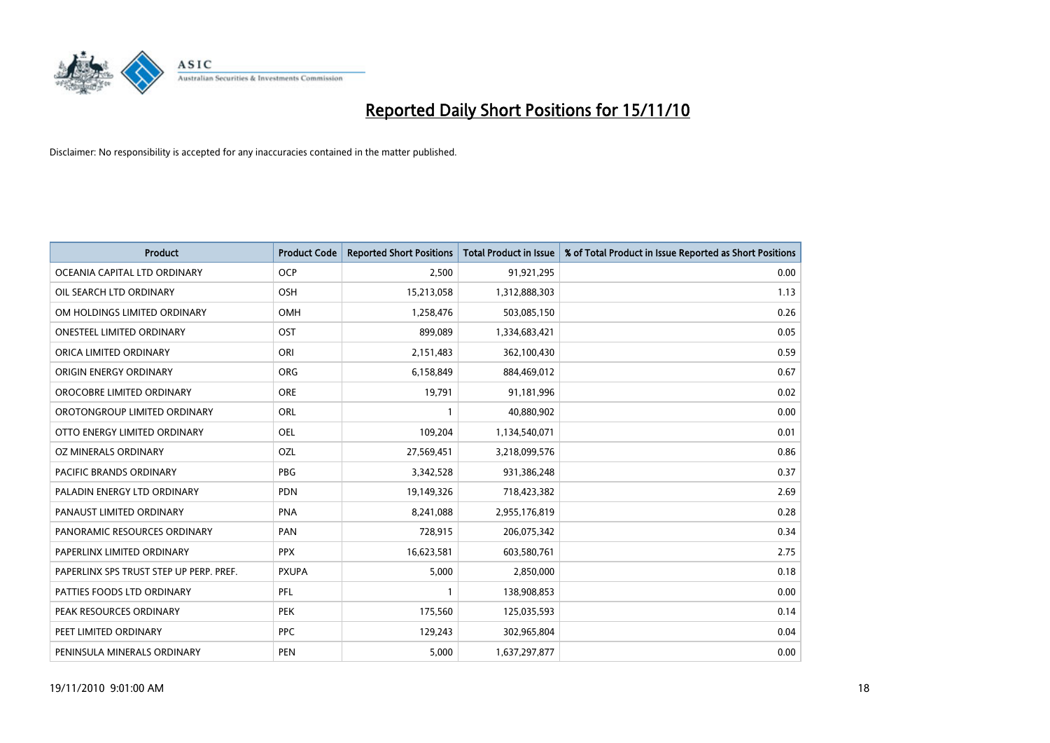# Reported Daily Short Positions for 15/11/10

Disclaimer: No responsibility is accepted for any inaccuracies contained in the matter published.

| Product | Product Code | Reported Short Positions | Total Product in Issue | % of Total Product in Issue Reported as Short Positions |
|---|---|---|---|---|
| OCEANIA CAPITAL LTD ORDINARY | OCP | 2,500 | 91,921,295 | 0.00 |
| OIL SEARCH LTD ORDINARY | OSH | 15,213,058 | 1,312,888,303 | 1.13 |
| OM HOLDINGS LIMITED ORDINARY | OMH | 1,258,476 | 503,085,150 | 0.26 |
| ONESTEEL LIMITED ORDINARY | OST | 899,089 | 1,334,683,421 | 0.05 |
| ORICA LIMITED ORDINARY | ORI | 2,151,483 | 362,100,430 | 0.59 |
| ORIGIN ENERGY ORDINARY | ORG | 6,158,849 | 884,469,012 | 0.67 |
| OROCOBRE LIMITED ORDINARY | ORE | 19,791 | 91,181,996 | 0.02 |
| OROTONGROUP LIMITED ORDINARY | ORL | 1 | 40,880,902 | 0.00 |
| OTTO ENERGY LIMITED ORDINARY | OEL | 109,204 | 1,134,540,071 | 0.01 |
| OZ MINERALS ORDINARY | OZL | 27,569,451 | 3,218,099,576 | 0.86 |
| PACIFIC BRANDS ORDINARY | PBG | 3,342,528 | 931,386,248 | 0.37 |
| PALADIN ENERGY LTD ORDINARY | PDN | 19,149,326 | 718,423,382 | 2.69 |
| PANAUST LIMITED ORDINARY | PNA | 8,241,088 | 2,955,176,819 | 0.28 |
| PANORAMIC RESOURCES ORDINARY | PAN | 728,915 | 206,075,342 | 0.34 |
| PAPERLINX LIMITED ORDINARY | PPX | 16,623,581 | 603,580,761 | 2.75 |
| PAPERLINX SPS TRUST STEP UP PERP. PREF. | PXUPA | 5,000 | 2,850,000 | 0.18 |
| PATTIES FOODS LTD ORDINARY | PFL | 1 | 138,908,853 | 0.00 |
| PEAK RESOURCES ORDINARY | PEK | 175,560 | 125,035,593 | 0.14 |
| PEET LIMITED ORDINARY | PPC | 129,243 | 302,965,804 | 0.04 |
| PENINSULA MINERALS ORDINARY | PEN | 5,000 | 1,637,297,877 | 0.00 |

19/11/2010 9:01:00 AM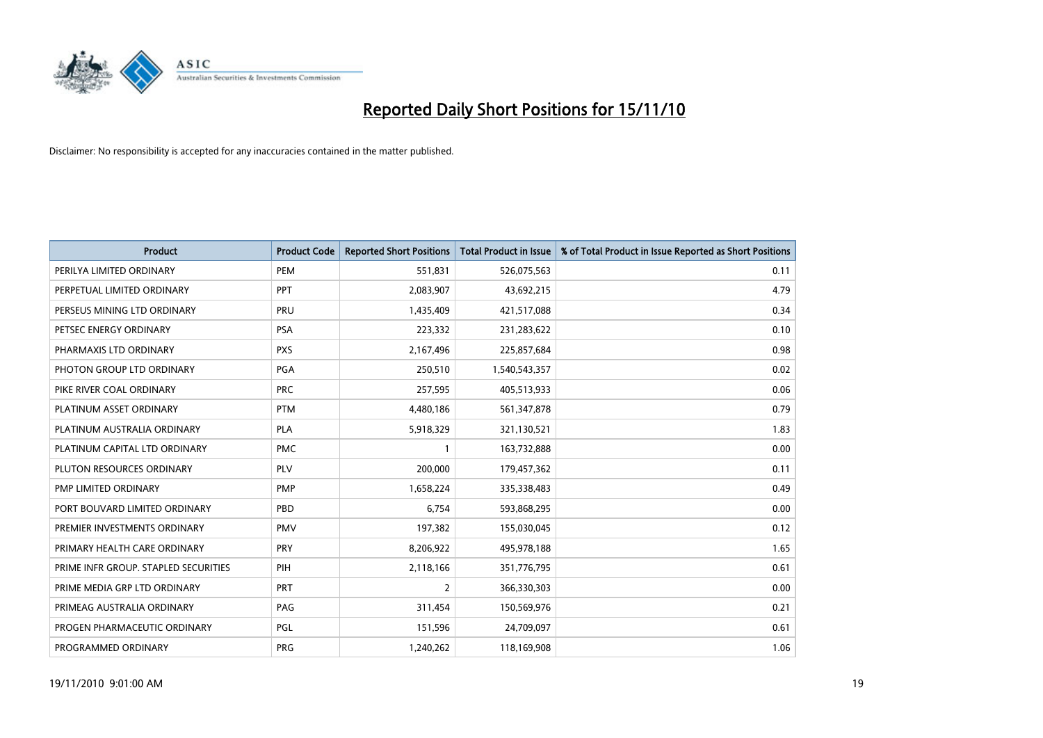# Reported Daily Short Positions for 15/11/10

Disclaimer: No responsibility is accepted for any inaccuracies contained in the matter published.

| Product | Product Code | Reported Short Positions | Total Product in Issue | % of Total Product in Issue Reported as Short Positions |
|---|---|---|---|---|
| PERILYA LIMITED ORDINARY | PEM | 551,831 | 526,075,563 | 0.11 |
| PERPETUAL LIMITED ORDINARY | PPT | 2,083,907 | 43,692,215 | 4.79 |
| PERSEUS MINING LTD ORDINARY | PRU | 1,435,409 | 421,517,088 | 0.34 |
| PETSEC ENERGY ORDINARY | PSA | 223,332 | 231,283,622 | 0.10 |
| PHARMAXIS LTD ORDINARY | PXS | 2,167,496 | 225,857,684 | 0.98 |
| PHOTON GROUP LTD ORDINARY | PGA | 250,510 | 1,540,543,357 | 0.02 |
| PIKE RIVER COAL ORDINARY | PRC | 257,595 | 405,513,933 | 0.06 |
| PLATINUM ASSET ORDINARY | PTM | 4,480,186 | 561,347,878 | 0.79 |
| PLATINUM AUSTRALIA ORDINARY | PLA | 5,918,329 | 321,130,521 | 1.83 |
| PLATINUM CAPITAL LTD ORDINARY | PMC | 1 | 163,732,888 | 0.00 |
| PLUTON RESOURCES ORDINARY | PLV | 200,000 | 179,457,362 | 0.11 |
| PMP LIMITED ORDINARY | PMP | 1,658,224 | 335,338,483 | 0.49 |
| PORT BOUVARD LIMITED ORDINARY | PBD | 6,754 | 593,868,295 | 0.00 |
| PREMIER INVESTMENTS ORDINARY | PMV | 197,382 | 155,030,045 | 0.12 |
| PRIMARY HEALTH CARE ORDINARY | PRY | 8,206,922 | 495,978,188 | 1.65 |
| PRIME INFR GROUP. STAPLED SECURITIES | PIH | 2,118,166 | 351,776,795 | 0.61 |
| PRIME MEDIA GRP LTD ORDINARY | PRT | 2 | 366,330,303 | 0.00 |
| PRIMEAG AUSTRALIA ORDINARY | PAG | 311,454 | 150,569,976 | 0.21 |
| PROGEN PHARMACEUTIC ORDINARY | PGL | 151,596 | 24,709,097 | 0.61 |
| PROGRAMMED ORDINARY | PRG | 1,240,262 | 118,169,908 | 1.06 |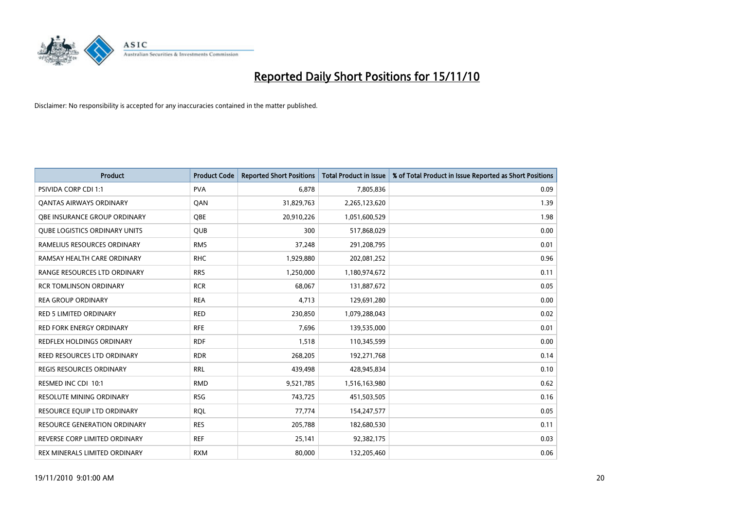# Reported Daily Short Positions for 15/11/10

Disclaimer: No responsibility is accepted for any inaccuracies contained in the matter published.

| Product | Product Code | Reported Short Positions | Total Product in Issue | % of Total Product in Issue Reported as Short Positions |
|---|---|---|---|---|
| PSIVIDA CORP CDI 1:1 | PVA | 6,878 | 7,805,836 | 0.09 |
| QANTAS AIRWAYS ORDINARY | QAN | 31,829,763 | 2,265,123,620 | 1.39 |
| QBE INSURANCE GROUP ORDINARY | QBE | 20,910,226 | 1,051,600,529 | 1.98 |
| QUBE LOGISTICS ORDINARY UNITS | QUB | 300 | 517,868,029 | 0.00 |
| RAMELIUS RESOURCES ORDINARY | RMS | 37,248 | 291,208,795 | 0.01 |
| RAMSAY HEALTH CARE ORDINARY | RHC | 1,929,880 | 202,081,252 | 0.96 |
| RANGE RESOURCES LTD ORDINARY | RRS | 1,250,000 | 1,180,974,672 | 0.11 |
| RCR TOMLINSON ORDINARY | RCR | 68,067 | 131,887,672 | 0.05 |
| REA GROUP ORDINARY | REA | 4,713 | 129,691,280 | 0.00 |
| RED 5 LIMITED ORDINARY | RED | 230,850 | 1,079,288,043 | 0.02 |
| RED FORK ENERGY ORDINARY | RFE | 7,696 | 139,535,000 | 0.01 |
| REDFLEX HOLDINGS ORDINARY | RDF | 1,518 | 110,345,599 | 0.00 |
| REED RESOURCES LTD ORDINARY | RDR | 268,205 | 192,271,768 | 0.14 |
| REGIS RESOURCES ORDINARY | RRL | 439,498 | 428,945,834 | 0.10 |
| RESMED INC CDI 10:1 | RMD | 9,521,785 | 1,516,163,980 | 0.62 |
| RESOLUTE MINING ORDINARY | RSG | 743,725 | 451,503,505 | 0.16 |
| RESOURCE EQUIP LTD ORDINARY | RQL | 77,774 | 154,247,577 | 0.05 |
| RESOURCE GENERATION ORDINARY | RES | 205,788 | 182,680,530 | 0.11 |
| REVERSE CORP LIMITED ORDINARY | REF | 25,141 | 92,382,175 | 0.03 |
| REX MINERALS LIMITED ORDINARY | RXM | 80,000 | 132,205,460 | 0.06 |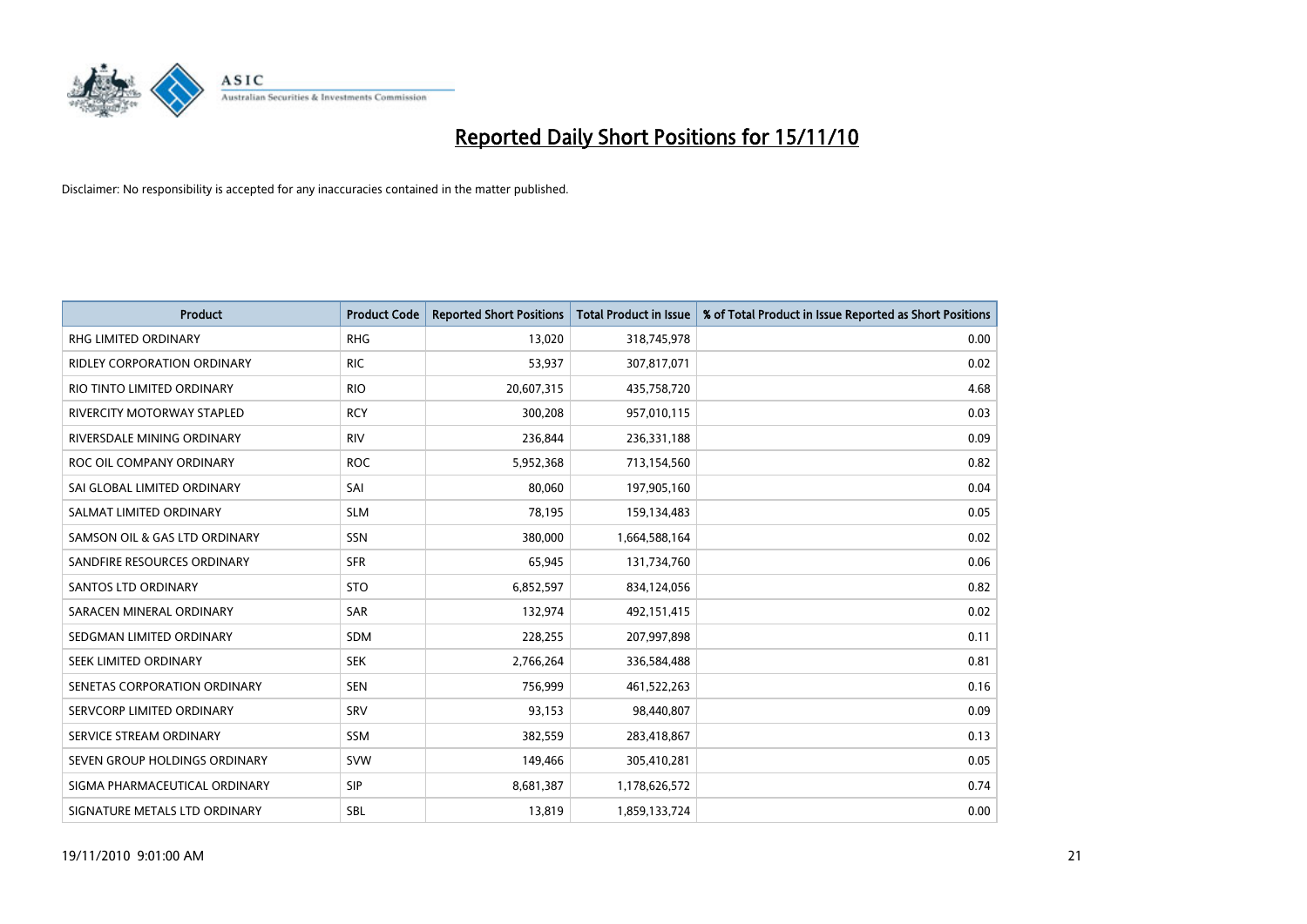# Reported Daily Short Positions for 15/11/10

Disclaimer: No responsibility is accepted for any inaccuracies contained in the matter published.

| Product | Product Code | Reported Short Positions | Total Product in Issue | % of Total Product in Issue Reported as Short Positions |
|---|---|---|---|---|
| RHG LIMITED ORDINARY | RHG | 13,020 | 318,745,978 | 0.00 |
| RIDLEY CORPORATION ORDINARY | RIC | 53,937 | 307,817,071 | 0.02 |
| RIO TINTO LIMITED ORDINARY | RIO | 20,607,315 | 435,758,720 | 4.68 |
| RIVERCITY MOTORWAY STAPLED | RCY | 300,208 | 957,010,115 | 0.03 |
| RIVERSDALE MINING ORDINARY | RIV | 236,844 | 236,331,188 | 0.09 |
| ROC OIL COMPANY ORDINARY | ROC | 5,952,368 | 713,154,560 | 0.82 |
| SAI GLOBAL LIMITED ORDINARY | SAI | 80,060 | 197,905,160 | 0.04 |
| SALMAT LIMITED ORDINARY | SLM | 78,195 | 159,134,483 | 0.05 |
| SAMSON OIL & GAS LTD ORDINARY | SSN | 380,000 | 1,664,588,164 | 0.02 |
| SANDFIRE RESOURCES ORDINARY | SFR | 65,945 | 131,734,760 | 0.06 |
| SANTOS LTD ORDINARY | STO | 6,852,597 | 834,124,056 | 0.82 |
| SARACEN MINERAL ORDINARY | SAR | 132,974 | 492,151,415 | 0.02 |
| SEDGMAN LIMITED ORDINARY | SDM | 228,255 | 207,997,898 | 0.11 |
| SEEK LIMITED ORDINARY | SEK | 2,766,264 | 336,584,488 | 0.81 |
| SENETAS CORPORATION ORDINARY | SEN | 756,999 | 461,522,263 | 0.16 |
| SERVCORP LIMITED ORDINARY | SRV | 93,153 | 98,440,807 | 0.09 |
| SERVICE STREAM ORDINARY | SSM | 382,559 | 283,418,867 | 0.13 |
| SEVEN GROUP HOLDINGS ORDINARY | SVW | 149,466 | 305,410,281 | 0.05 |
| SIGMA PHARMACEUTICAL ORDINARY | SIP | 8,681,387 | 1,178,626,572 | 0.74 |
| SIGNATURE METALS LTD ORDINARY | SBL | 13,819 | 1,859,133,724 | 0.00 |

19/11/2010 9:01:00 AM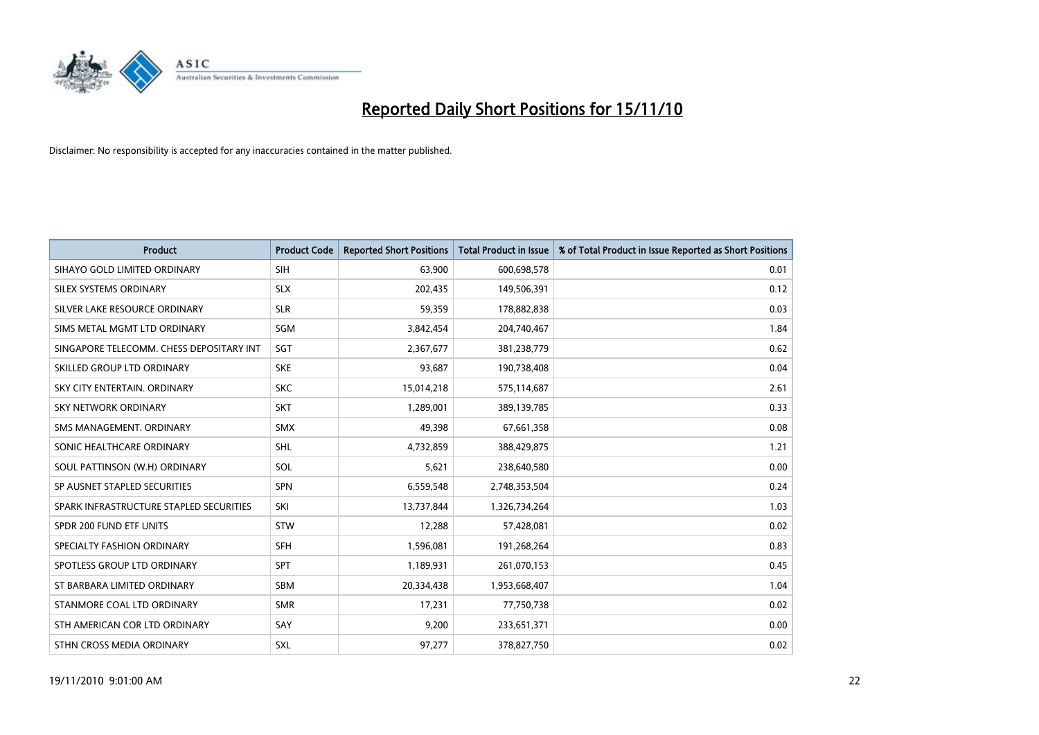# Reported Daily Short Positions for 15/11/10

Disclaimer: No responsibility is accepted for any inaccuracies contained in the matter published.

| Product | Product Code | Reported Short Positions | Total Product in Issue | % of Total Product in Issue Reported as Short Positions |
|---|---|---|---|---|
| SIHAYO GOLD LIMITED ORDINARY | SIH | 63,900 | 600,698,578 | 0.01 |
| SILEX SYSTEMS ORDINARY | SLX | 202,435 | 149,506,391 | 0.12 |
| SILVER LAKE RESOURCE ORDINARY | SLR | 59,359 | 178,882,838 | 0.03 |
| SIMS METAL MGMT LTD ORDINARY | SGM | 3,842,454 | 204,740,467 | 1.84 |
| SINGAPORE TELECOMM. CHESS DEPOSITARY INT | SGT | 2,367,677 | 381,238,779 | 0.62 |
| SKILLED GROUP LTD ORDINARY | SKE | 93,687 | 190,738,408 | 0.04 |
| SKY CITY ENTERTAIN. ORDINARY | SKC | 15,014,218 | 575,114,687 | 2.61 |
| SKY NETWORK ORDINARY | SKT | 1,289,001 | 389,139,785 | 0.33 |
| SMS MANAGEMENT. ORDINARY | SMX | 49,398 | 67,661,358 | 0.08 |
| SONIC HEALTHCARE ORDINARY | SHL | 4,732,859 | 388,429,875 | 1.21 |
| SOUL PATTINSON (W.H) ORDINARY | SOL | 5,621 | 238,640,580 | 0.00 |
| SP AUSNET STAPLED SECURITIES | SPN | 6,559,548 | 2,748,353,504 | 0.24 |
| SPARK INFRASTRUCTURE STAPLED SECURITIES | SKI | 13,737,844 | 1,326,734,264 | 1.03 |
| SPDR 200 FUND ETF UNITS | STW | 12,288 | 57,428,081 | 0.02 |
| SPECIALTY FASHION ORDINARY | SFH | 1,596,081 | 191,268,264 | 0.83 |
| SPOTLESS GROUP LTD ORDINARY | SPT | 1,189,931 | 261,070,153 | 0.45 |
| ST BARBARA LIMITED ORDINARY | SBM | 20,334,438 | 1,953,668,407 | 1.04 |
| STANMORE COAL LTD ORDINARY | SMR | 17,231 | 77,750,738 | 0.02 |
| STH AMERICAN COR LTD ORDINARY | SAY | 9,200 | 233,651,371 | 0.00 |
| STHN CROSS MEDIA ORDINARY | SXL | 97,277 | 378,827,750 | 0.02 |

19/11/2010 9:01:00 AM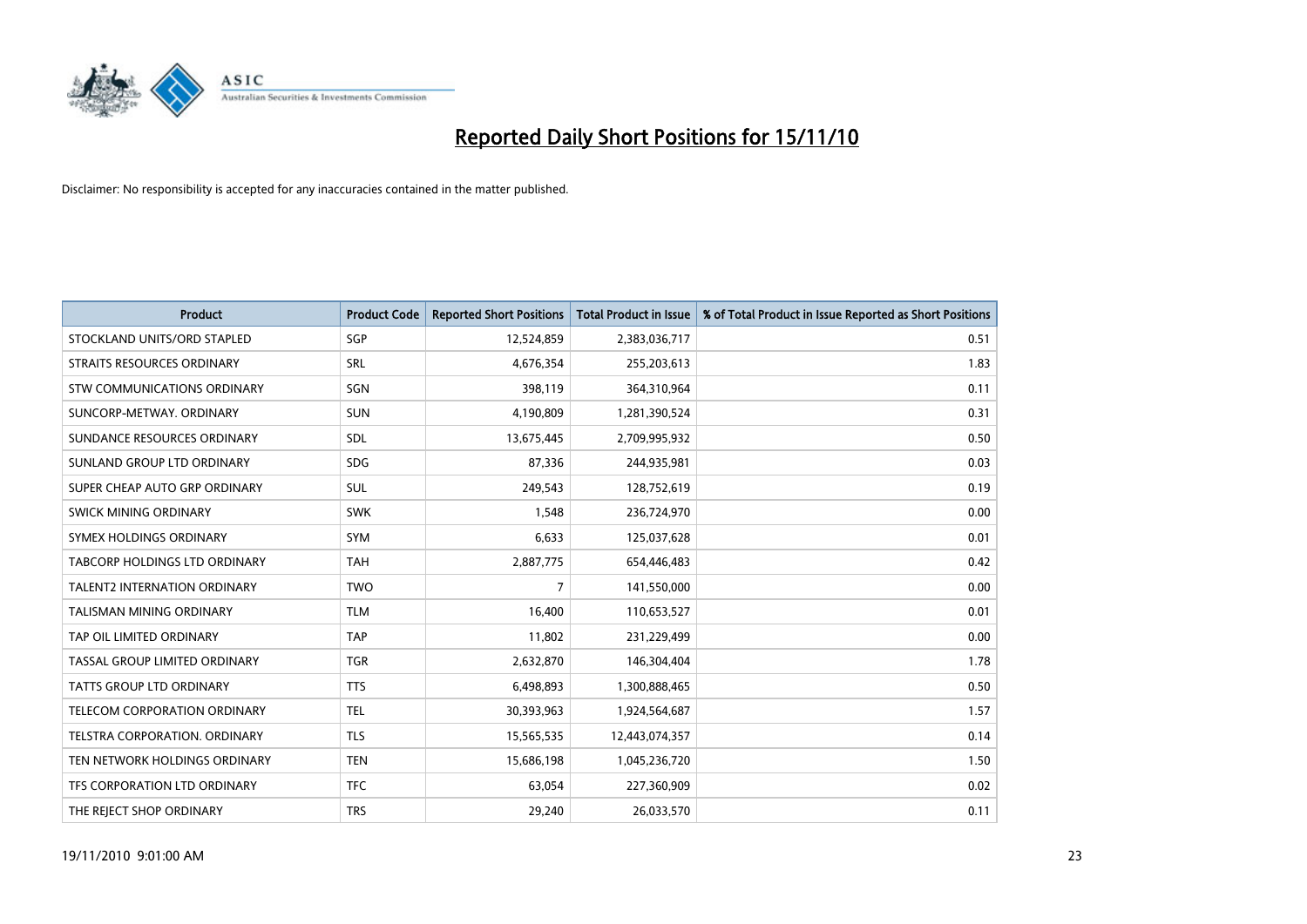# Reported Daily Short Positions for 15/11/10

Disclaimer: No responsibility is accepted for any inaccuracies contained in the matter published.

| Product | Product Code | Reported Short Positions | Total Product in Issue | % of Total Product in Issue Reported as Short Positions |
|---|---|---|---|---|
| STOCKLAND UNITS/ORD STAPLED | SGP | 12,524,859 | 2,383,036,717 | 0.51 |
| STRAITS RESOURCES ORDINARY | SRL | 4,676,354 | 255,203,613 | 1.83 |
| STW COMMUNICATIONS ORDINARY | SGN | 398,119 | 364,310,964 | 0.11 |
| SUNCORP-METWAY. ORDINARY | SUN | 4,190,809 | 1,281,390,524 | 0.31 |
| SUNDANCE RESOURCES ORDINARY | SDL | 13,675,445 | 2,709,995,932 | 0.50 |
| SUNLAND GROUP LTD ORDINARY | SDG | 87,336 | 244,935,981 | 0.03 |
| SUPER CHEAP AUTO GRP ORDINARY | SUL | 249,543 | 128,752,619 | 0.19 |
| SWICK MINING ORDINARY | SWK | 1,548 | 236,724,970 | 0.00 |
| SYMEX HOLDINGS ORDINARY | SYM | 6,633 | 125,037,628 | 0.01 |
| TABCORP HOLDINGS LTD ORDINARY | TAH | 2,887,775 | 654,446,483 | 0.42 |
| TALENT2 INTERNATION ORDINARY | TWO | 7 | 141,550,000 | 0.00 |
| TALISMAN MINING ORDINARY | TLM | 16,400 | 110,653,527 | 0.01 |
| TAP OIL LIMITED ORDINARY | TAP | 11,802 | 231,229,499 | 0.00 |
| TASSAL GROUP LIMITED ORDINARY | TGR | 2,632,870 | 146,304,404 | 1.78 |
| TATTS GROUP LTD ORDINARY | TTS | 6,498,893 | 1,300,888,465 | 0.50 |
| TELECOM CORPORATION ORDINARY | TEL | 30,393,963 | 1,924,564,687 | 1.57 |
| TELSTRA CORPORATION. ORDINARY | TLS | 15,565,535 | 12,443,074,357 | 0.14 |
| TEN NETWORK HOLDINGS ORDINARY | TEN | 15,686,198 | 1,045,236,720 | 1.50 |
| TFS CORPORATION LTD ORDINARY | TFC | 63,054 | 227,360,909 | 0.02 |
| THE REJECT SHOP ORDINARY | TRS | 29,240 | 26,033,570 | 0.11 |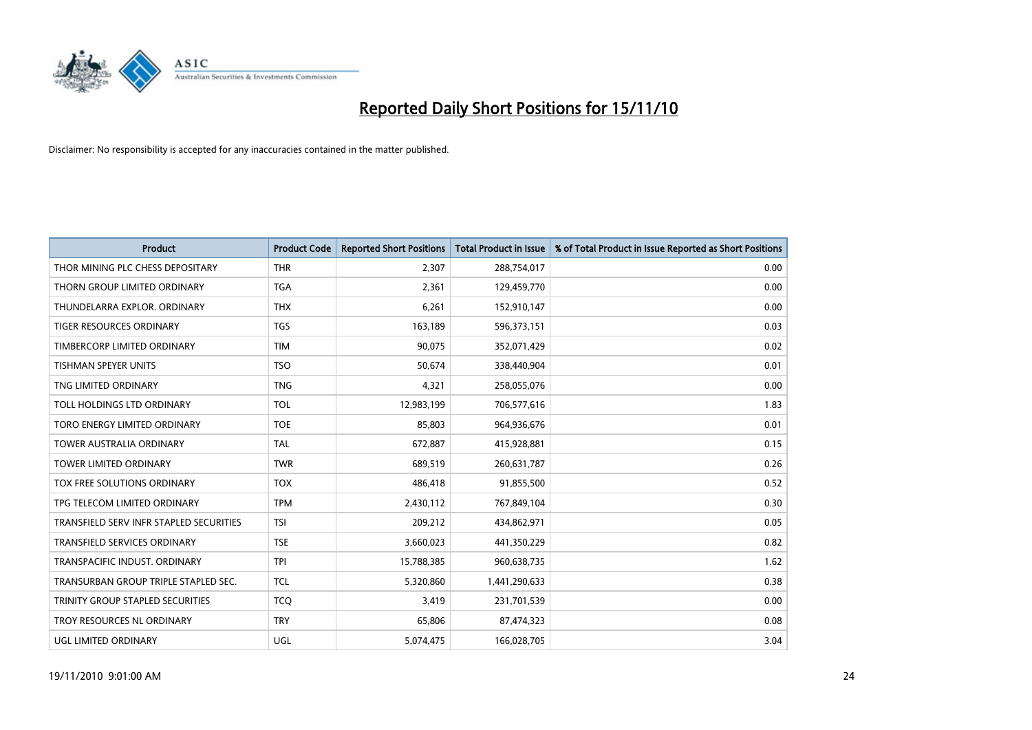# Reported Daily Short Positions for 15/11/10

Disclaimer: No responsibility is accepted for any inaccuracies contained in the matter published.

| Product | Product Code | Reported Short Positions | Total Product in Issue | % of Total Product in Issue Reported as Short Positions |
|---|---|---|---|---|
| THOR MINING PLC CHESS DEPOSITARY | THR | 2,307 | 288,754,017 | 0.00 |
| THORN GROUP LIMITED ORDINARY | TGA | 2,361 | 129,459,770 | 0.00 |
| THUNDELARRA EXPLOR. ORDINARY | THX | 6,261 | 152,910,147 | 0.00 |
| TIGER RESOURCES ORDINARY | TGS | 163,189 | 596,373,151 | 0.03 |
| TIMBERCORP LIMITED ORDINARY | TIM | 90,075 | 352,071,429 | 0.02 |
| TISHMAN SPEYER UNITS | TSO | 50,674 | 338,440,904 | 0.01 |
| TNG LIMITED ORDINARY | TNG | 4,321 | 258,055,076 | 0.00 |
| TOLL HOLDINGS LTD ORDINARY | TOL | 12,983,199 | 706,577,616 | 1.83 |
| TORO ENERGY LIMITED ORDINARY | TOE | 85,803 | 964,936,676 | 0.01 |
| TOWER AUSTRALIA ORDINARY | TAL | 672,887 | 415,928,881 | 0.15 |
| TOWER LIMITED ORDINARY | TWR | 689,519 | 260,631,787 | 0.26 |
| TOX FREE SOLUTIONS ORDINARY | TOX | 486,418 | 91,855,500 | 0.52 |
| TPG TELECOM LIMITED ORDINARY | TPM | 2,430,112 | 767,849,104 | 0.30 |
| TRANSFIELD SERV INFR STAPLED SECURITIES | TSI | 209,212 | 434,862,971 | 0.05 |
| TRANSFIELD SERVICES ORDINARY | TSE | 3,660,023 | 441,350,229 | 0.82 |
| TRANSPACIFIC INDUST. ORDINARY | TPI | 15,788,385 | 960,638,735 | 1.62 |
| TRANSURBAN GROUP TRIPLE STAPLED SEC. | TCL | 5,320,860 | 1,441,290,633 | 0.38 |
| TRINITY GROUP STAPLED SECURITIES | TCQ | 3,419 | 231,701,539 | 0.00 |
| TROY RESOURCES NL ORDINARY | TRY | 65,806 | 87,474,323 | 0.08 |
| UGL LIMITED ORDINARY | UGL | 5,074,475 | 166,028,705 | 3.04 |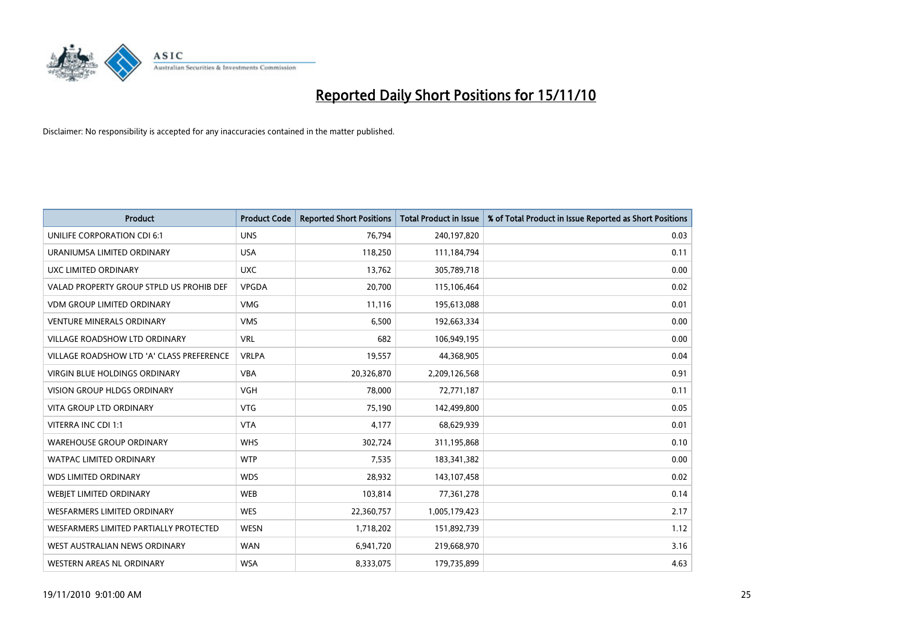# Reported Daily Short Positions for 15/11/10

Disclaimer: No responsibility is accepted for any inaccuracies contained in the matter published.

| Product | Product Code | Reported Short Positions | Total Product in Issue | % of Total Product in Issue Reported as Short Positions |
|---|---|---|---|---|
| UNILIFE CORPORATION CDI 6:1 | UNS | 76,794 | 240,197,820 | 0.03 |
| URANIUMSA LIMITED ORDINARY | USA | 118,250 | 111,184,794 | 0.11 |
| UXC LIMITED ORDINARY | UXC | 13,762 | 305,789,718 | 0.00 |
| VALAD PROPERTY GROUP STPLD US PROHIB DEF | VPGDA | 20,700 | 115,106,464 | 0.02 |
| VDM GROUP LIMITED ORDINARY | VMG | 11,116 | 195,613,088 | 0.01 |
| VENTURE MINERALS ORDINARY | VMS | 6,500 | 192,663,334 | 0.00 |
| VILLAGE ROADSHOW LTD ORDINARY | VRL | 682 | 106,949,195 | 0.00 |
| VILLAGE ROADSHOW LTD 'A' CLASS PREFERENCE | VRLPA | 19,557 | 44,368,905 | 0.04 |
| VIRGIN BLUE HOLDINGS ORDINARY | VBA | 20,326,870 | 2,209,126,568 | 0.91 |
| VISION GROUP HLDGS ORDINARY | VGH | 78,000 | 72,771,187 | 0.11 |
| VITA GROUP LTD ORDINARY | VTG | 75,190 | 142,499,800 | 0.05 |
| VITERRA INC CDI 1:1 | VTA | 4,177 | 68,629,939 | 0.01 |
| WAREHOUSE GROUP ORDINARY | WHS | 302,724 | 311,195,868 | 0.10 |
| WATPAC LIMITED ORDINARY | WTP | 7,535 | 183,341,382 | 0.00 |
| WDS LIMITED ORDINARY | WDS | 28,932 | 143,107,458 | 0.02 |
| WEBJET LIMITED ORDINARY | WEB | 103,814 | 77,361,278 | 0.14 |
| WESFARMERS LIMITED ORDINARY | WES | 22,360,757 | 1,005,179,423 | 2.17 |
| WESFARMERS LIMITED PARTIALLY PROTECTED | WESN | 1,718,202 | 151,892,739 | 1.12 |
| WEST AUSTRALIAN NEWS ORDINARY | WAN | 6,941,720 | 219,668,970 | 3.16 |
| WESTERN AREAS NL ORDINARY | WSA | 8,333,075 | 179,735,899 | 4.63 |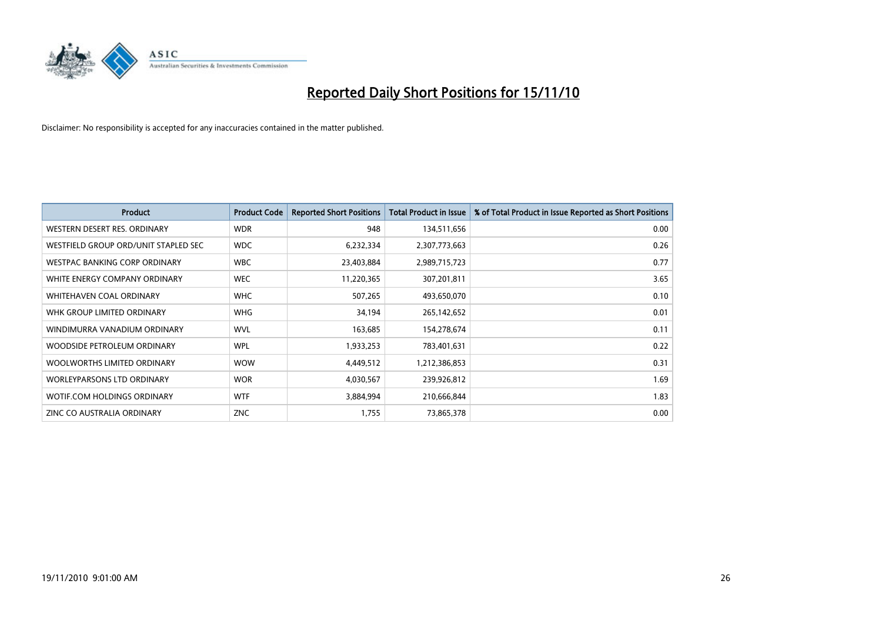# Reported Daily Short Positions for 15/11/10

Disclaimer: No responsibility is accepted for any inaccuracies contained in the matter published.

| Product | Product Code | Reported Short Positions | Total Product in Issue | % of Total Product in Issue Reported as Short Positions |
|---|---|---|---|---|
| WESTERN DESERT RES. ORDINARY | WDR | 948 | 134,511,656 | 0.00 |
| WESTFIELD GROUP ORD/UNIT STAPLED SEC | WDC | 6,232,334 | 2,307,773,663 | 0.26 |
| WESTPAC BANKING CORP ORDINARY | WBC | 23,403,884 | 2,989,715,723 | 0.77 |
| WHITE ENERGY COMPANY ORDINARY | WEC | 11,220,365 | 307,201,811 | 3.65 |
| WHITEHAVEN COAL ORDINARY | WHC | 507,265 | 493,650,070 | 0.10 |
| WHK GROUP LIMITED ORDINARY | WHG | 34,194 | 265,142,652 | 0.01 |
| WINDIMURRA VANADIUM ORDINARY | WVL | 163,685 | 154,278,674 | 0.11 |
| WOODSIDE PETROLEUM ORDINARY | WPL | 1,933,253 | 783,401,631 | 0.22 |
| WOOLWORTHS LIMITED ORDINARY | WOW | 4,449,512 | 1,212,386,853 | 0.31 |
| WORLEYPARSONS LTD ORDINARY | WOR | 4,030,567 | 239,926,812 | 1.69 |
| WOTIF.COM HOLDINGS ORDINARY | WTF | 3,884,994 | 210,666,844 | 1.83 |
| ZINC CO AUSTRALIA ORDINARY | ZNC | 1,755 | 73,865,378 | 0.00 |

19/11/2010 9:01:00 AM